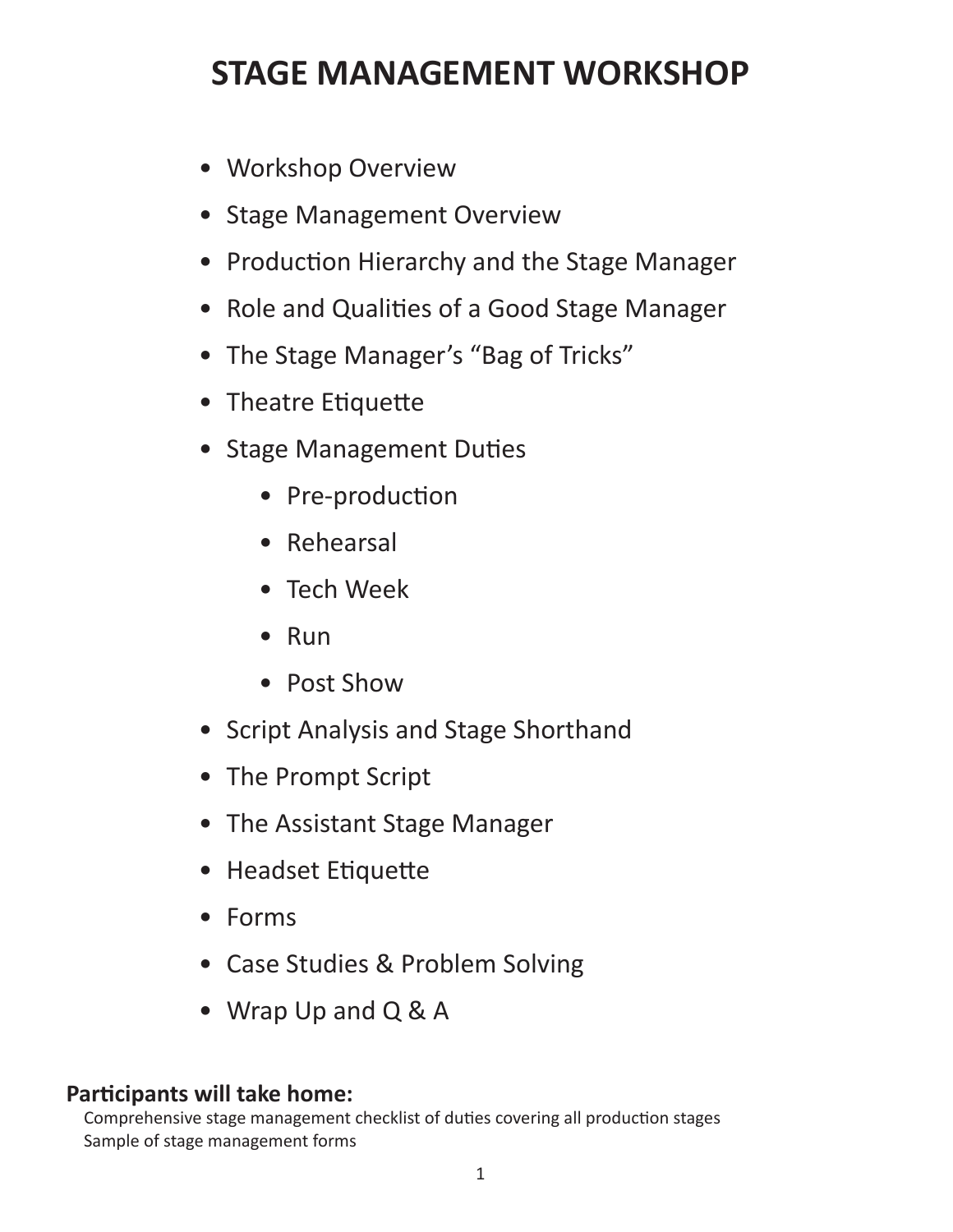# STAGE MANAGEMENT WORKSHOP

- Workshop Overview
- Stage Management Overview
- Production Hierarchy and the Stage Manager
- Role and Qualities of a Good Stage Manager
- The Stage Manager's "Bag of Tricks"
- Theatre Etiquette
- Stage Management Duties
    - Pre-production
    - Rehearsal
    - Tech Week
    - Run
    - Post Show
- Script Analysis and Stage Shorthand
- The Prompt Script
- The Assistant Stage Manager
- Headset Etiquette
- Forms
- Case Studies & Problem Solving
- Wrap Up and Q & A

**Participants will take home:**

Comprehensive stage management checklist of duties covering all production stages
Sample of stage management forms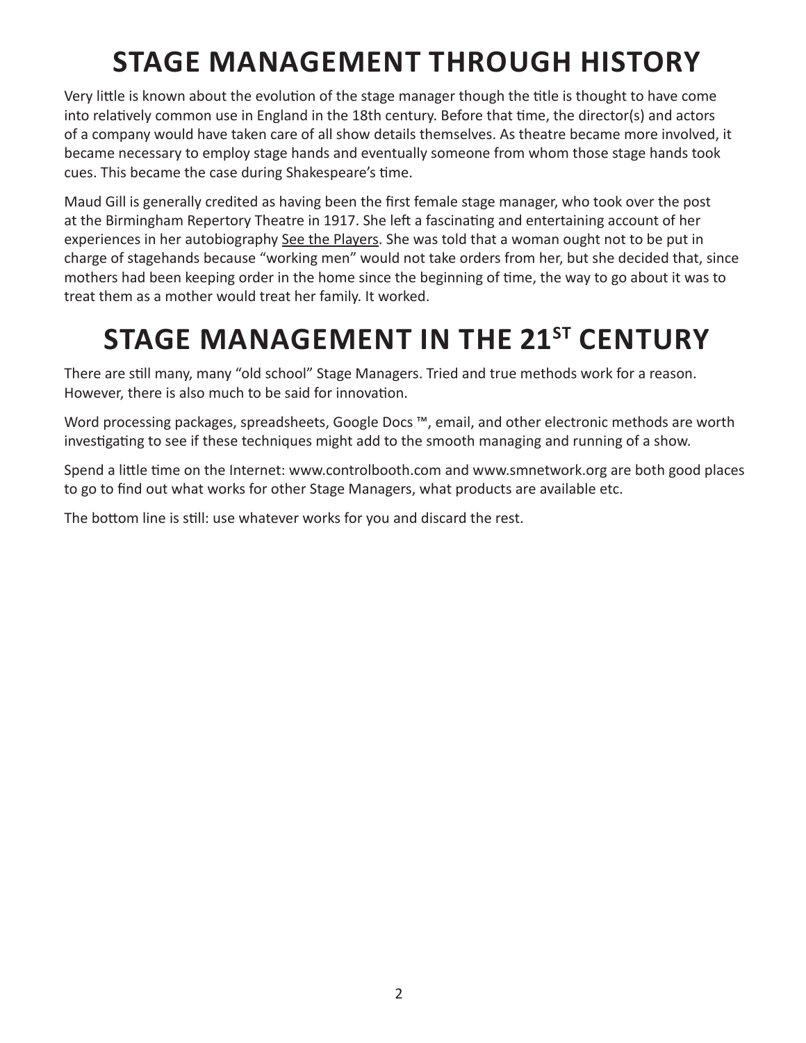# STAGE MANAGEMENT THROUGH HISTORY

Very little is known about the evolution of the stage manager though the title is thought to have come into relatively common use in England in the 18th century. Before that time, the director(s) and actors of a company would have taken care of all show details themselves. As theatre became more involved, it became necessary to employ stage hands and eventually someone from whom those stage hands took cues. This became the case during Shakespeare's time.

Maud Gill is generally credited as having been the first female stage manager, who took over the post at the Birmingham Repertory Theatre in 1917. She left a fascinating and entertaining account of her experiences in her autobiography <u>See the Players</u>. She was told that a woman ought not to be put in charge of stagehands because "working men" would not take orders from her, but she decided that, since mothers had been keeping order in the home since the beginning of time, the way to go about it was to treat them as a mother would treat her family. It worked.

# STAGE MANAGEMENT IN THE 21ST CENTURY

There are still many, many "old school" Stage Managers. Tried and true methods work for a reason. However, there is also much to be said for innovation.

Word processing packages, spreadsheets, Google Docs ™, email, and other electronic methods are worth investigating to see if these techniques might add to the smooth managing and running of a show.

Spend a little time on the Internet: www.controlbooth.com and www.smnetwork.org are both good places to go to find out what works for other Stage Managers, what products are available etc.

The bottom line is still: use whatever works for you and discard the rest.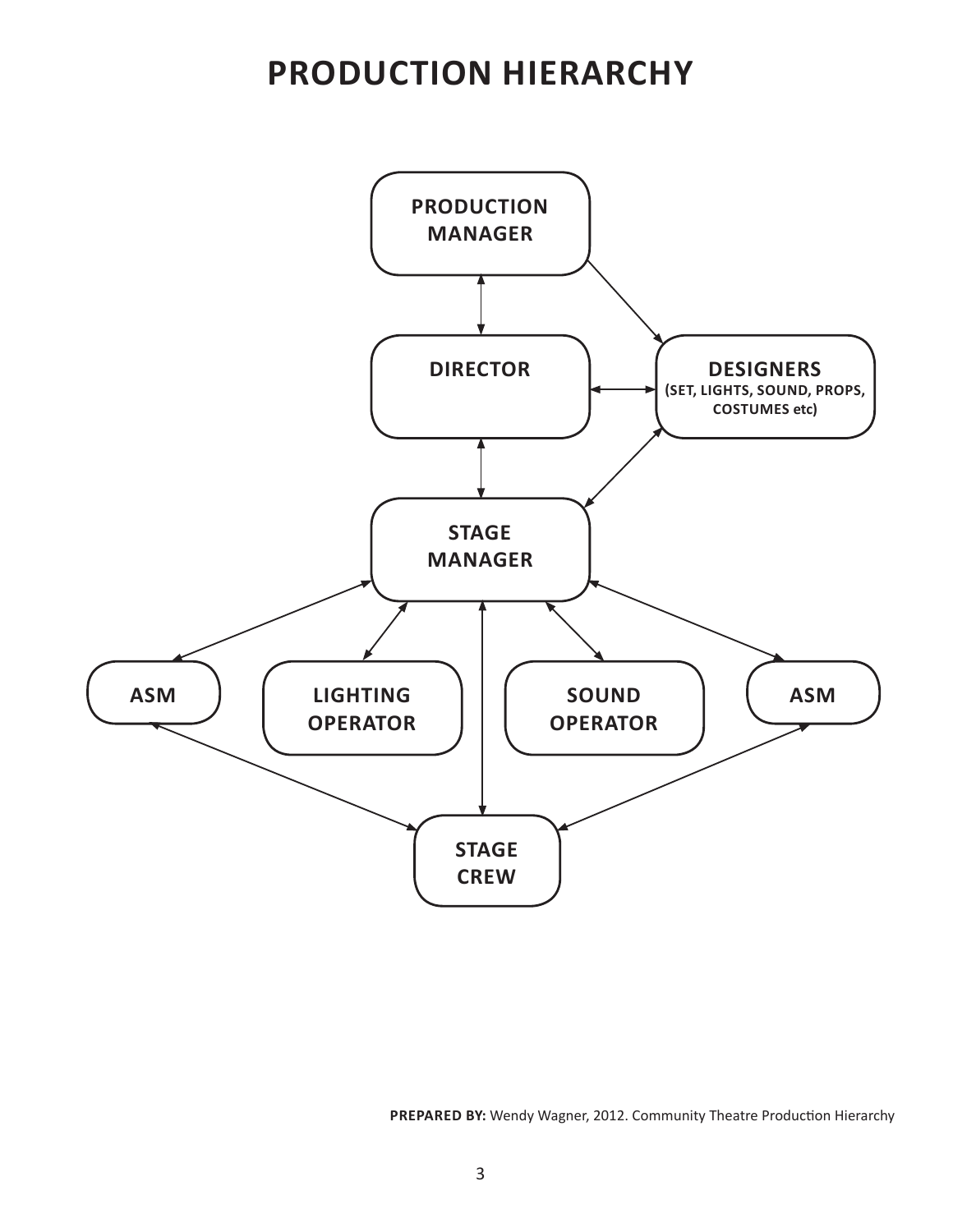# PRODUCTION HIERARCHY

PRODUCTION MANAGER

DIRECTOR

DESIGNERS
(SET, LIGHTS, SOUND, PROPS, COSTUMES etc)

STAGE MANAGER

ASM

LIGHTING OPERATOR

SOUND OPERATOR

ASM

STAGE CREW

**PREPARED BY:** Wendy Wagner, 2012. Community Theatre Production Hierarchy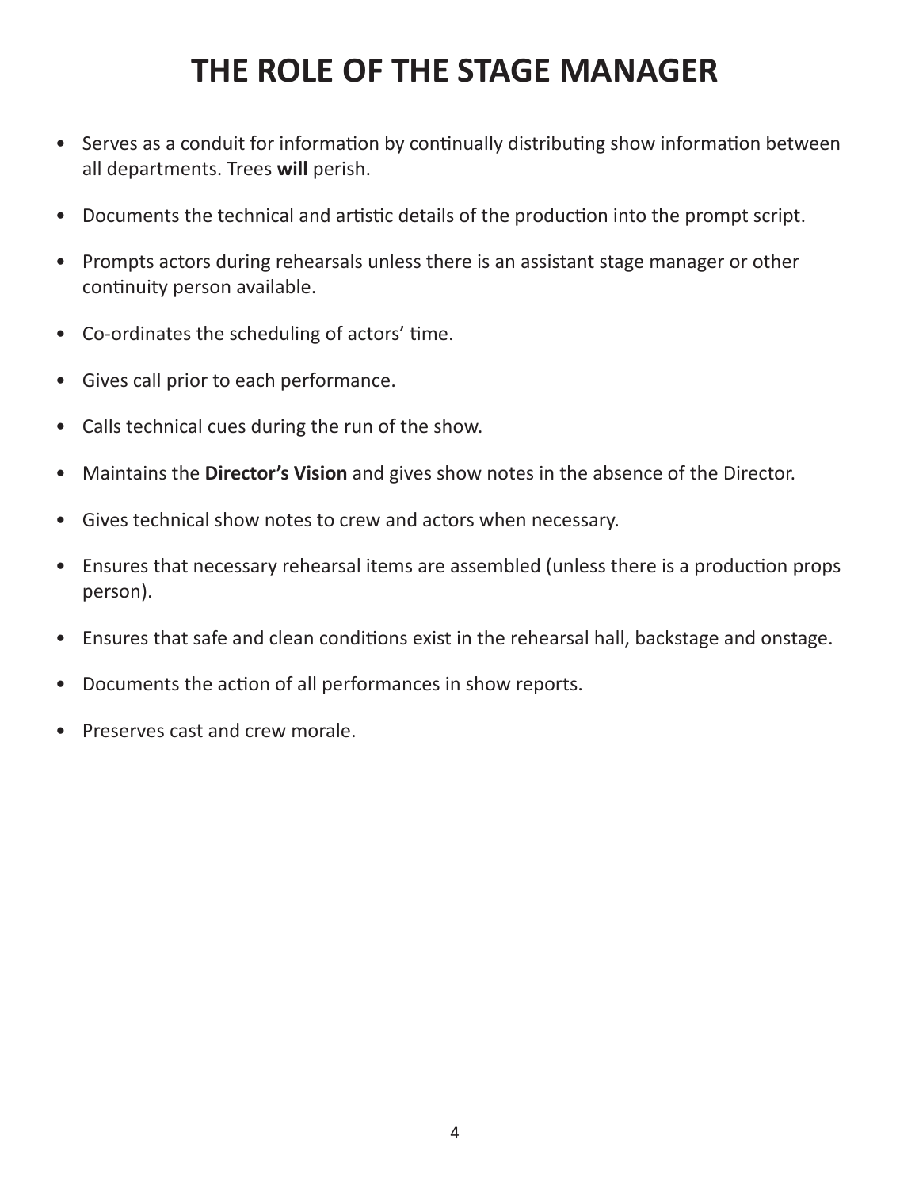# THE ROLE OF THE STAGE MANAGER

- Serves as a conduit for information by continually distributing show information between all departments. Trees **will** perish.
- Documents the technical and artistic details of the production into the prompt script.
- Prompts actors during rehearsals unless there is an assistant stage manager or other continuity person available.
- Co-ordinates the scheduling of actors' time.
- Gives call prior to each performance.
- Calls technical cues during the run of the show.
- Maintains the **Director's Vision** and gives show notes in the absence of the Director.
- Gives technical show notes to crew and actors when necessary.
- Ensures that necessary rehearsal items are assembled (unless there is a production props person).
- Ensures that safe and clean conditions exist in the rehearsal hall, backstage and onstage.
- Documents the action of all performances in show reports.
- Preserves cast and crew morale.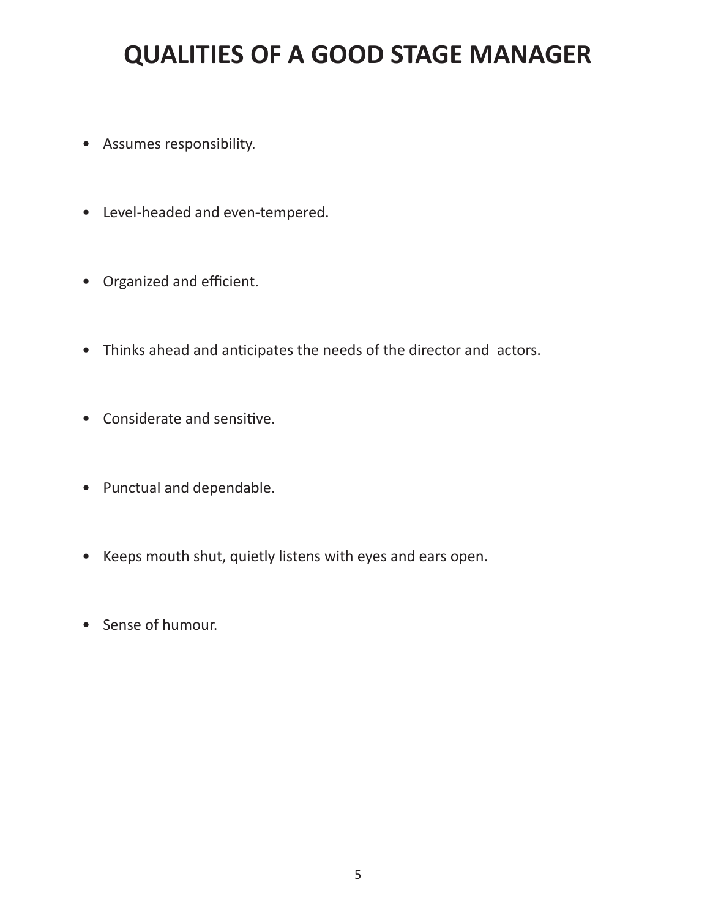# QUALITIES OF A GOOD STAGE MANAGER

- Assumes responsibility.
- Level-headed and even-tempered.
- Organized and efficient.
- Thinks ahead and anticipates the needs of the director and actors.
- Considerate and sensitive.
- Punctual and dependable.
- Keeps mouth shut, quietly listens with eyes and ears open.
- Sense of humour.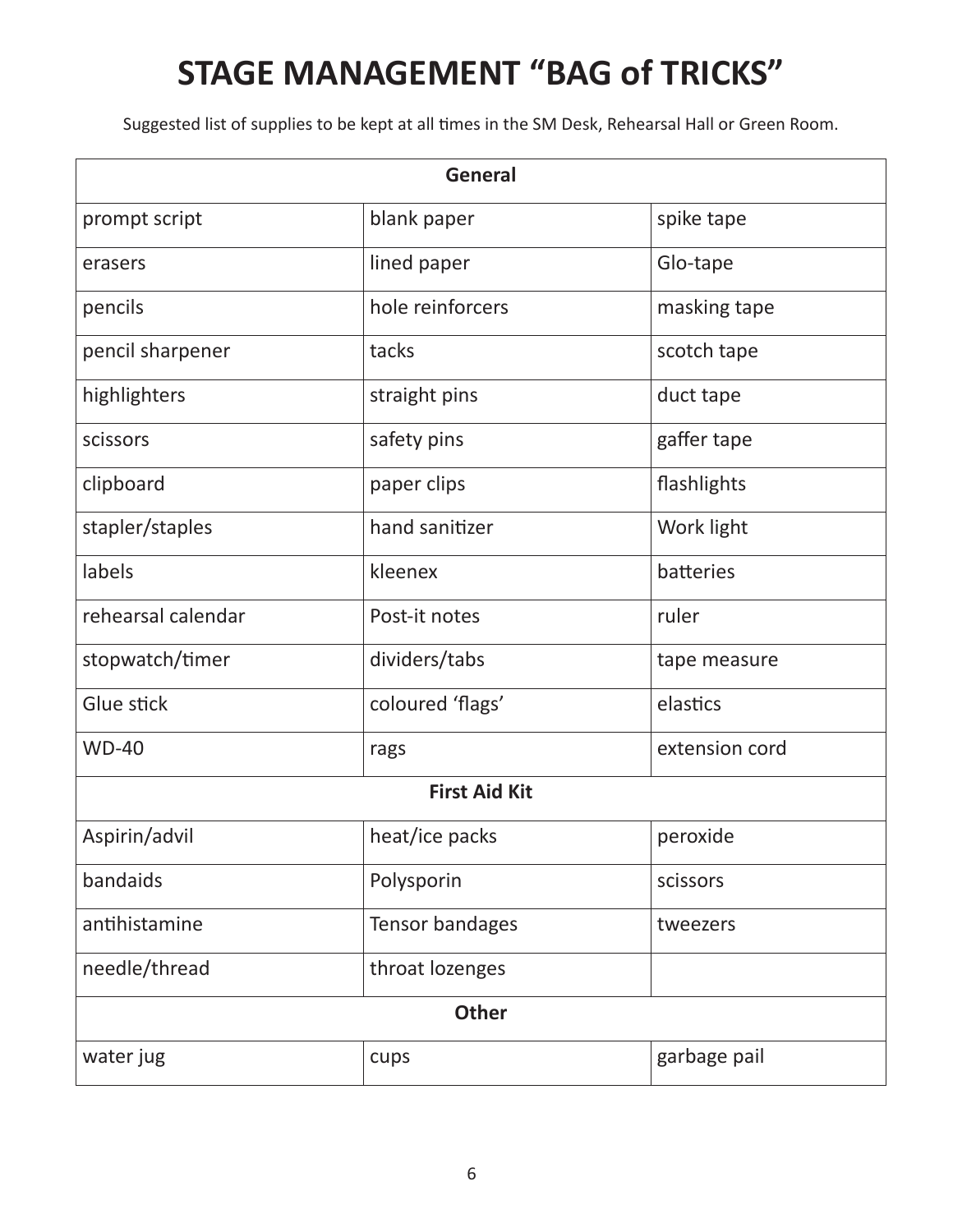# STAGE MANAGEMENT "BAG of TRICKS"

Suggested list of supplies to be kept at all times in the SM Desk, Rehearsal Hall or Green Room.

| General | | |
|---|---|---|
| prompt script | blank paper | spike tape |
| erasers | lined paper | Glo-tape |
| pencils | hole reinforcers | masking tape |
| pencil sharpener | tacks | scotch tape |
| highlighters | straight pins | duct tape |
| scissors | safety pins | gaffer tape |
| clipboard | paper clips | flashlights |
| stapler/staples | hand sanitizer | Work light |
| labels | kleenex | batteries |
| rehearsal calendar | Post-it notes | ruler |
| stopwatch/timer | dividers/tabs | tape measure |
| Glue stick | coloured 'flags' | elastics |
| WD-40 | rags | extension cord |
| **First Aid Kit** | | |
| Aspirin/advil | heat/ice packs | peroxide |
| bandaids | Polysporin | scissors |
| antihistamine | Tensor bandages | tweezers |
| needle/thread | throat lozenges | |
| **Other** | | |
| water jug | cups | garbage pail |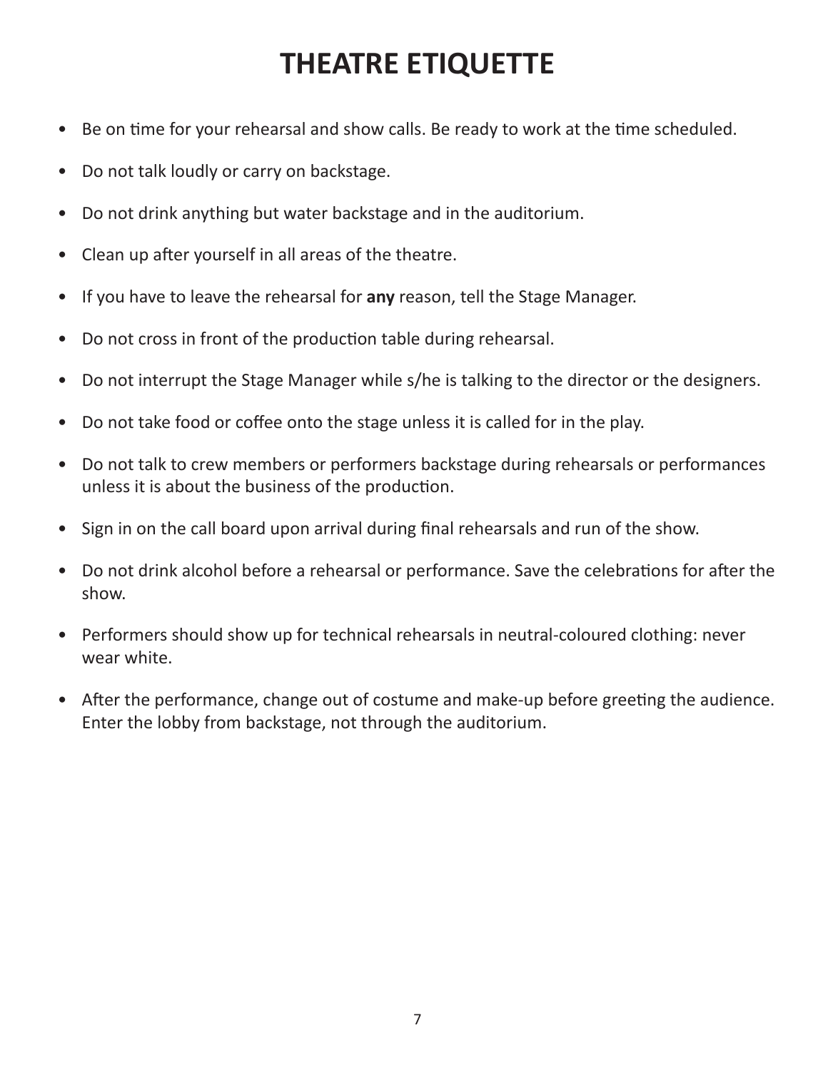# THEATRE ETIQUETTE

- Be on time for your rehearsal and show calls. Be ready to work at the time scheduled.
- Do not talk loudly or carry on backstage.
- Do not drink anything but water backstage and in the auditorium.
- Clean up after yourself in all areas of the theatre.
- If you have to leave the rehearsal for **any** reason, tell the Stage Manager.
- Do not cross in front of the production table during rehearsal.
- Do not interrupt the Stage Manager while s/he is talking to the director or the designers.
- Do not take food or coffee onto the stage unless it is called for in the play.
- Do not talk to crew members or performers backstage during rehearsals or performances unless it is about the business of the production.
- Sign in on the call board upon arrival during final rehearsals and run of the show.
- Do not drink alcohol before a rehearsal or performance. Save the celebrations for after the show.
- Performers should show up for technical rehearsals in neutral-coloured clothing: never wear white.
- After the performance, change out of costume and make-up before greeting the audience. Enter the lobby from backstage, not through the auditorium.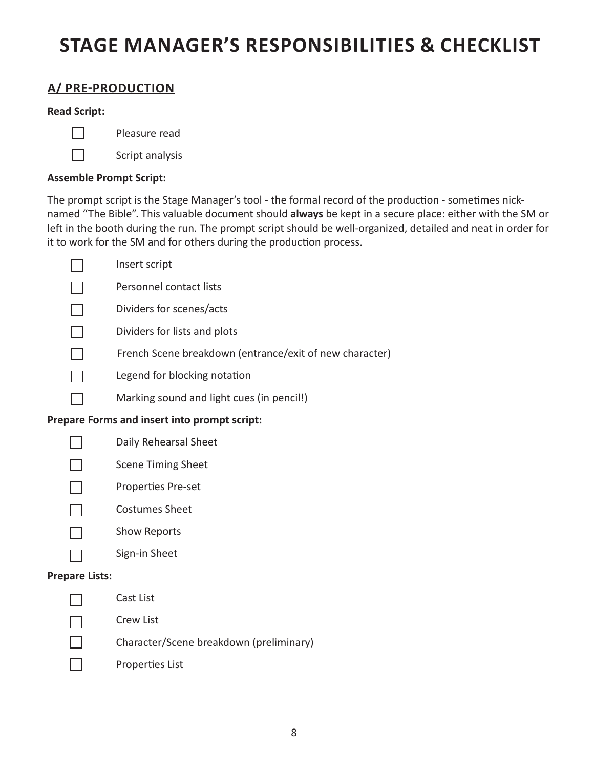# STAGE MANAGER'S RESPONSIBILITIES & CHECKLIST

## A/ PRE-PRODUCTION

**Read Script:**

- [ ] Pleasure read
- [ ] Script analysis

**Assemble Prompt Script:**

The prompt script is the Stage Manager's tool - the formal record of the production - sometimes nick-named "The Bible". This valuable document should **always** be kept in a secure place: either with the SM or left in the booth during the run. The prompt script should be well-organized, detailed and neat in order for it to work for the SM and for others during the production process.

- [ ] Insert script
- [ ] Personnel contact lists
- [ ] Dividers for scenes/acts
- [ ] Dividers for lists and plots
- [ ] French Scene breakdown (entrance/exit of new character)
- [ ] Legend for blocking notation
- [ ] Marking sound and light cues (in pencil!)

**Prepare Forms and insert into prompt script:**

- [ ] Daily Rehearsal Sheet
- [ ] Scene Timing Sheet
- [ ] Properties Pre-set
- [ ] Costumes Sheet
- [ ] Show Reports
- [ ] Sign-in Sheet

**Prepare Lists:**

- [ ] Cast List
- [ ] Crew List
- [ ] Character/Scene breakdown (preliminary)
- [ ] Properties List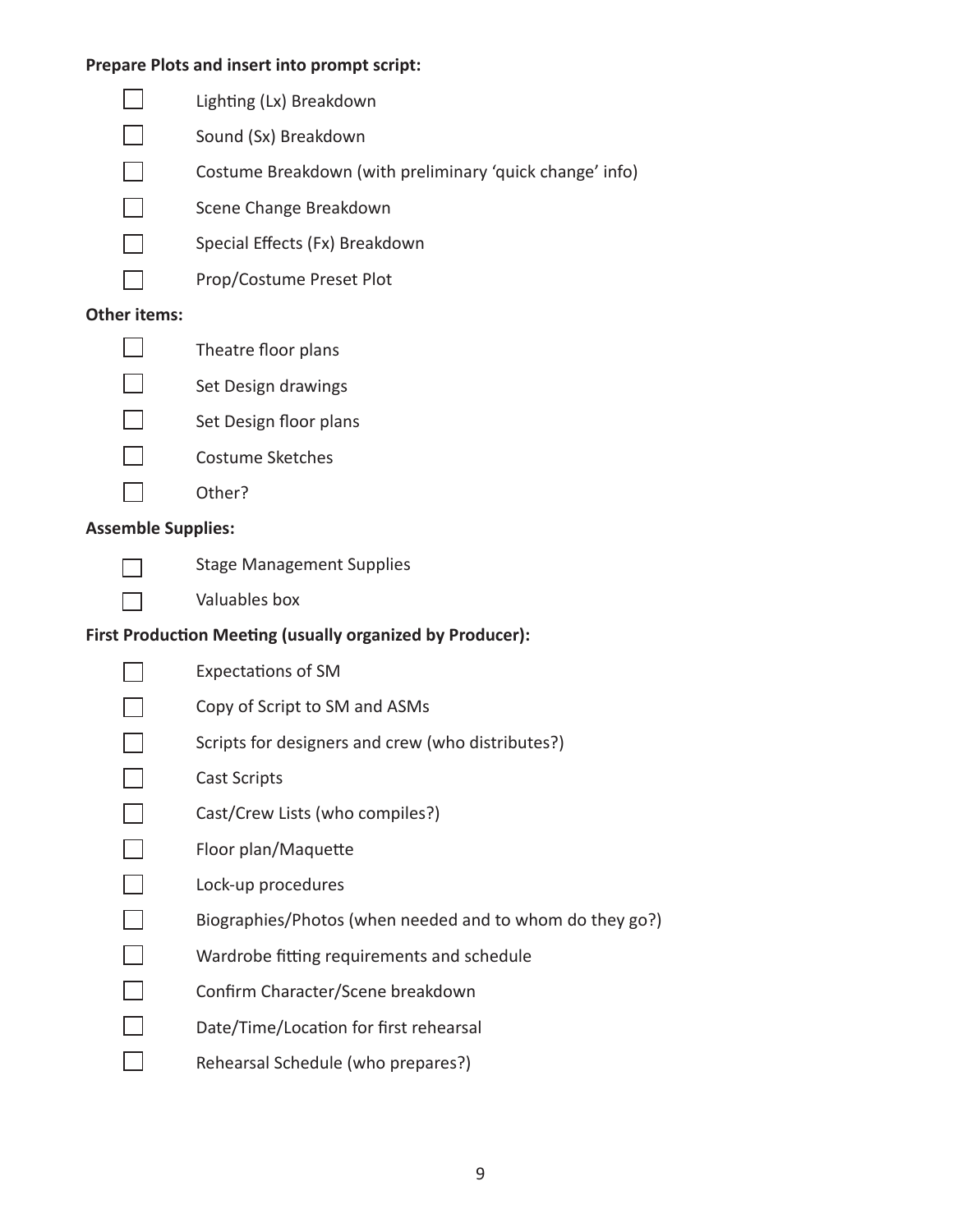**Prepare Plots and insert into prompt script:**

- [ ] Lighting (Lx) Breakdown
- [ ] Sound (Sx) Breakdown
- [ ] Costume Breakdown (with preliminary 'quick change' info)
- [ ] Scene Change Breakdown
- [ ] Special Effects (Fx) Breakdown
- [ ] Prop/Costume Preset Plot

**Other items:**

- [ ] Theatre floor plans
- [ ] Set Design drawings
- [ ] Set Design floor plans
- [ ] Costume Sketches
- [ ] Other?

**Assemble Supplies:**

- [ ] Stage Management Supplies
- [ ] Valuables box

**First Production Meeting (usually organized by Producer):**

- [ ] Expectations of SM
- [ ] Copy of Script to SM and ASMs
- [ ] Scripts for designers and crew (who distributes?)
- [ ] Cast Scripts
- [ ] Cast/Crew Lists (who compiles?)
- [ ] Floor plan/Maquette
- [ ] Lock-up procedures
- [ ] Biographies/Photos (when needed and to whom do they go?)
- [ ] Wardrobe fitting requirements and schedule
- [ ] Confirm Character/Scene breakdown
- [ ] Date/Time/Location for first rehearsal
- [ ] Rehearsal Schedule (who prepares?)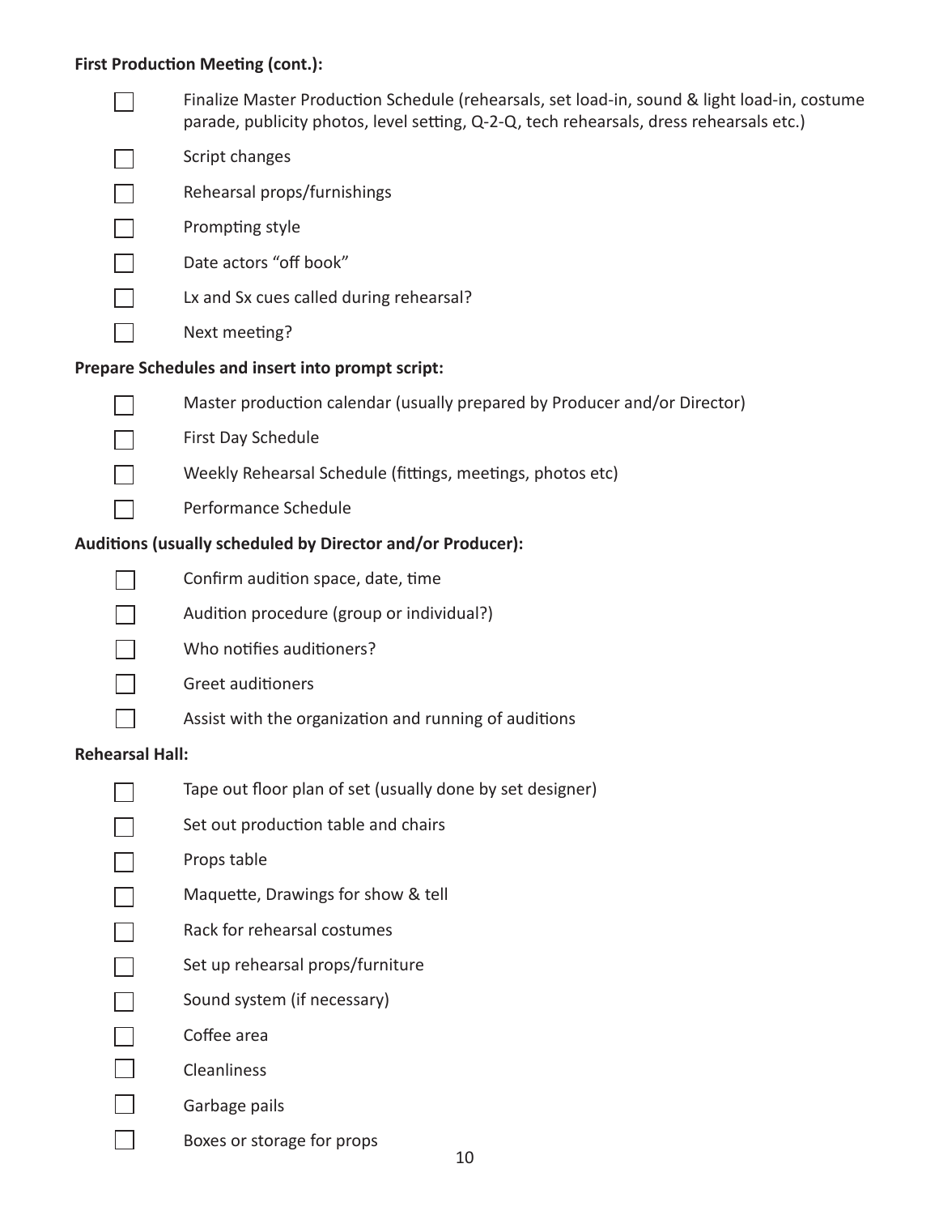**First Production Meeting (cont.):**

- [ ] Finalize Master Production Schedule (rehearsals, set load-in, sound & light load-in, costume parade, publicity photos, level setting, Q-2-Q, tech rehearsals, dress rehearsals etc.)
- [ ] Script changes
- [ ] Rehearsal props/furnishings
- [ ] Prompting style
- [ ] Date actors "off book"
- [ ] Lx and Sx cues called during rehearsal?
- [ ] Next meeting?

**Prepare Schedules and insert into prompt script:**

- [ ] Master production calendar (usually prepared by Producer and/or Director)
- [ ] First Day Schedule
- [ ] Weekly Rehearsal Schedule (fittings, meetings, photos etc)
- [ ] Performance Schedule

**Auditions (usually scheduled by Director and/or Producer):**

- [ ] Confirm audition space, date, time
- [ ] Audition procedure (group or individual?)
- [ ] Who notifies auditioners?
- [ ] Greet auditioners
- [ ] Assist with the organization and running of auditions

**Rehearsal Hall:**

- [ ] Tape out floor plan of set (usually done by set designer)
- [ ] Set out production table and chairs
- [ ] Props table
- [ ] Maquette, Drawings for show & tell
- [ ] Rack for rehearsal costumes
- [ ] Set up rehearsal props/furniture
- [ ] Sound system (if necessary)
- [ ] Coffee area
- [ ] Cleanliness
- [ ] Garbage pails
- [ ] Boxes or storage for props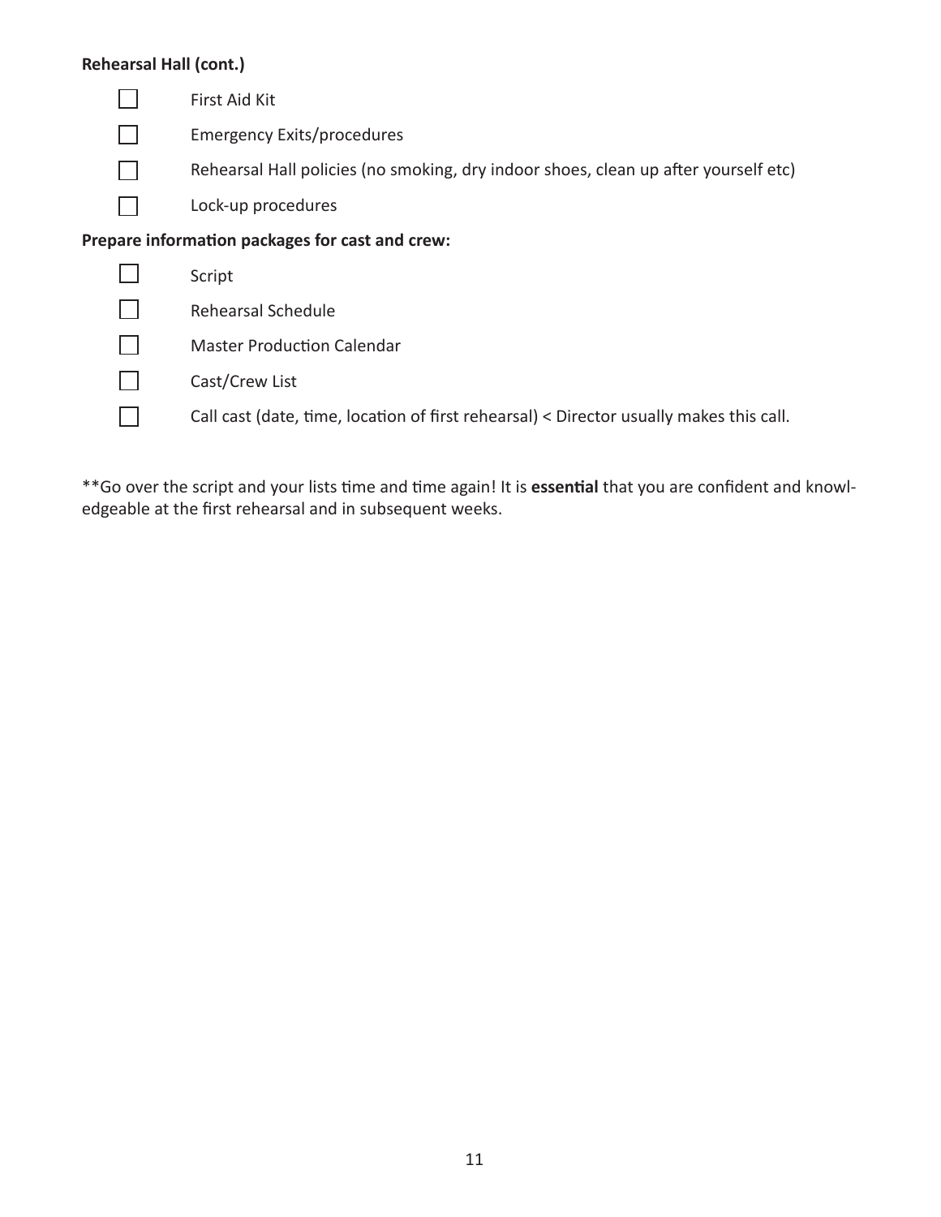**Rehearsal Hall (cont.)**

- [ ] First Aid Kit
- [ ] Emergency Exits/procedures
- [ ] Rehearsal Hall policies (no smoking, dry indoor shoes, clean up after yourself etc)
- [ ] Lock-up procedures

**Prepare information packages for cast and crew:**

- [ ] Script
- [ ] Rehearsal Schedule
- [ ] Master Production Calendar
- [ ] Cast/Crew List
- [ ] Call cast (date, time, location of first rehearsal) < Director usually makes this call.

**Go over the script and your lists time and time again! It is **essential** that you are confident and knowledgeable at the first rehearsal and in subsequent weeks.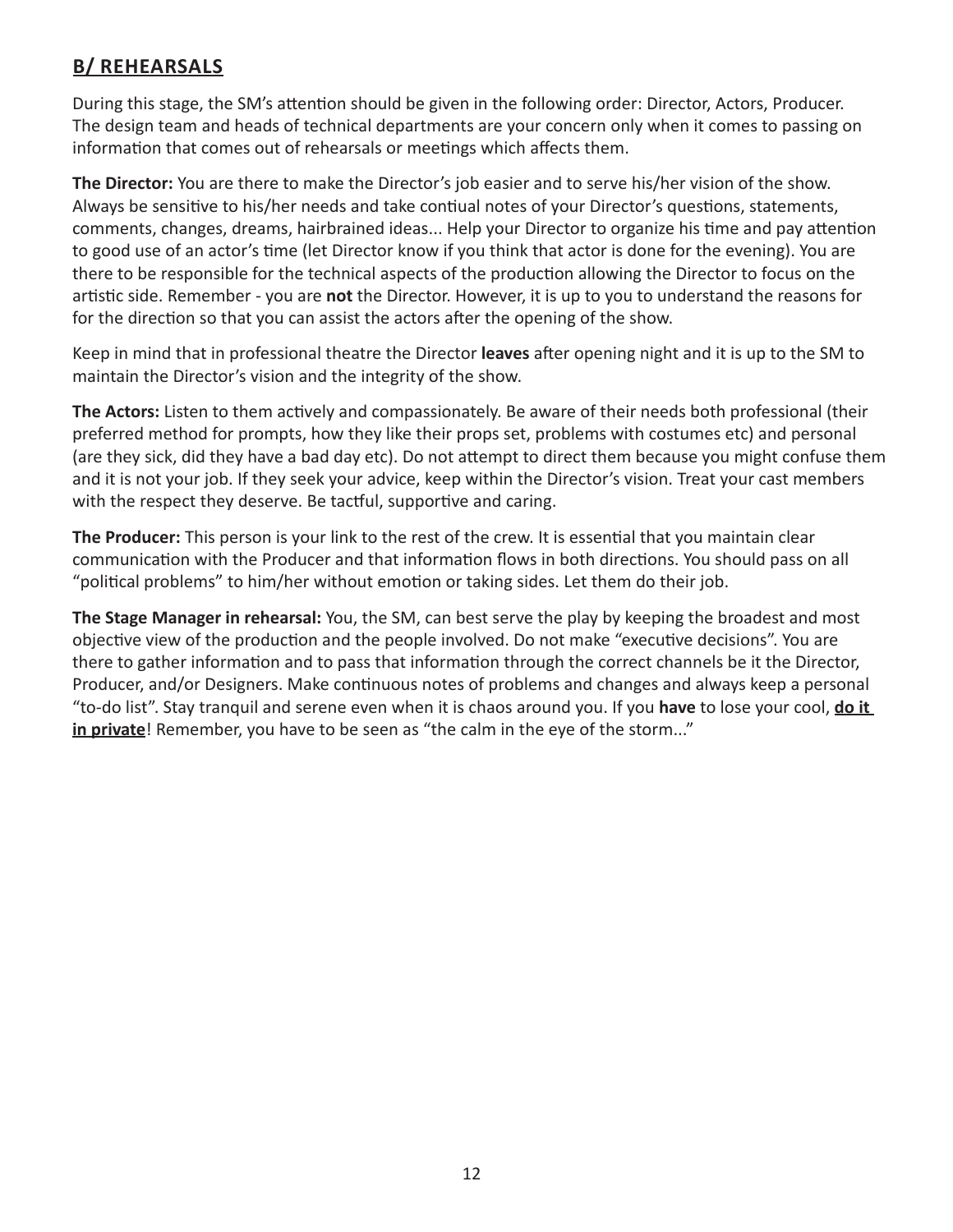## B/ REHEARSALS

During this stage, the SM's attention should be given in the following order: Director, Actors, Producer. The design team and heads of technical departments are your concern only when it comes to passing on information that comes out of rehearsals or meetings which affects them.

**The Director:** You are there to make the Director's job easier and to serve his/her vision of the show. Always be sensitive to his/her needs and take contiual notes of your Director's questions, statements, comments, changes, dreams, hairbrained ideas... Help your Director to organize his time and pay attention to good use of an actor's time (let Director know if you think that actor is done for the evening). You are there to be responsible for the technical aspects of the production allowing the Director to focus on the artistic side. Remember - you are **not** the Director. However, it is up to you to understand the reasons for for the direction so that you can assist the actors after the opening of the show.

Keep in mind that in professional theatre the Director **leaves** after opening night and it is up to the SM to maintain the Director's vision and the integrity of the show.

**The Actors:** Listen to them actively and compassionately. Be aware of their needs both professional (their preferred method for prompts, how they like their props set, problems with costumes etc) and personal (are they sick, did they have a bad day etc). Do not attempt to direct them because you might confuse them and it is not your job. If they seek your advice, keep within the Director's vision. Treat your cast members with the respect they deserve. Be tactful, supportive and caring.

**The Producer:** This person is your link to the rest of the crew. It is essential that you maintain clear communication with the Producer and that information flows in both directions. You should pass on all "political problems" to him/her without emotion or taking sides. Let them do their job.

**The Stage Manager in rehearsal:** You, the SM, can best serve the play by keeping the broadest and most objective view of the production and the people involved. Do not make "executive decisions". You are there to gather information and to pass that information through the correct channels be it the Director, Producer, and/or Designers. Make continuous notes of problems and changes and always keep a personal "to-do list". Stay tranquil and serene even when it is chaos around you. If you **have** to lose your cool, **<u>do it in private</u>**! Remember, you have to be seen as "the calm in the eye of the storm..."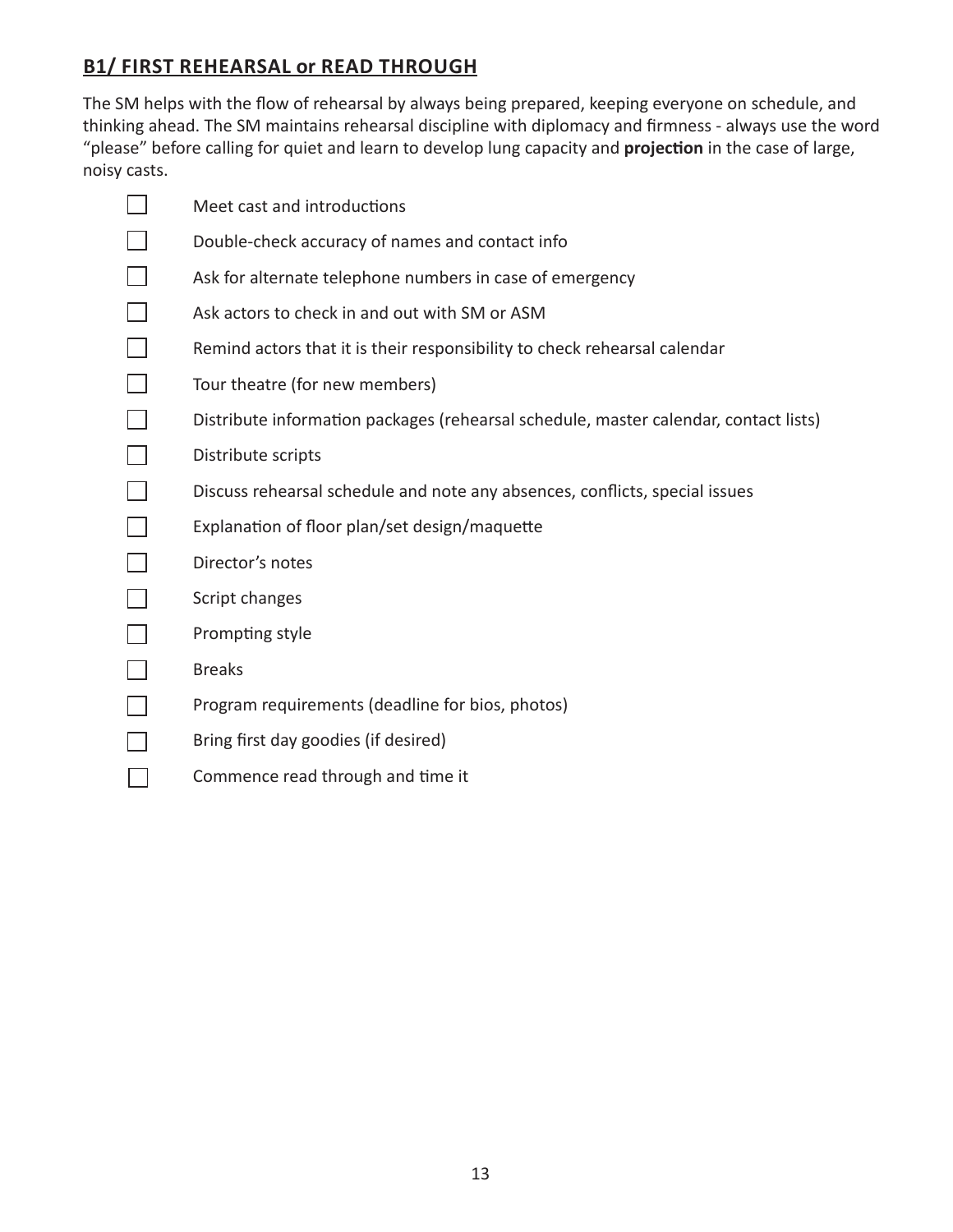## B1/ FIRST REHEARSAL or READ THROUGH

The SM helps with the flow of rehearsal by always being prepared, keeping everyone on schedule, and thinking ahead. The SM maintains rehearsal discipline with diplomacy and firmness - always use the word "please" before calling for quiet and learn to develop lung capacity and **projection** in the case of large, noisy casts.

- [ ] Meet cast and introductions
- [ ] Double-check accuracy of names and contact info
- [ ] Ask for alternate telephone numbers in case of emergency
- [ ] Ask actors to check in and out with SM or ASM
- [ ] Remind actors that it is their responsibility to check rehearsal calendar
- [ ] Tour theatre (for new members)
- [ ] Distribute information packages (rehearsal schedule, master calendar, contact lists)
- [ ] Distribute scripts
- [ ] Discuss rehearsal schedule and note any absences, conflicts, special issues
- [ ] Explanation of floor plan/set design/maquette
- [ ] Director's notes
- [ ] Script changes
- [ ] Prompting style
- [ ] Breaks
- [ ] Program requirements (deadline for bios, photos)
- [ ] Bring first day goodies (if desired)
- [ ] Commence read through and time it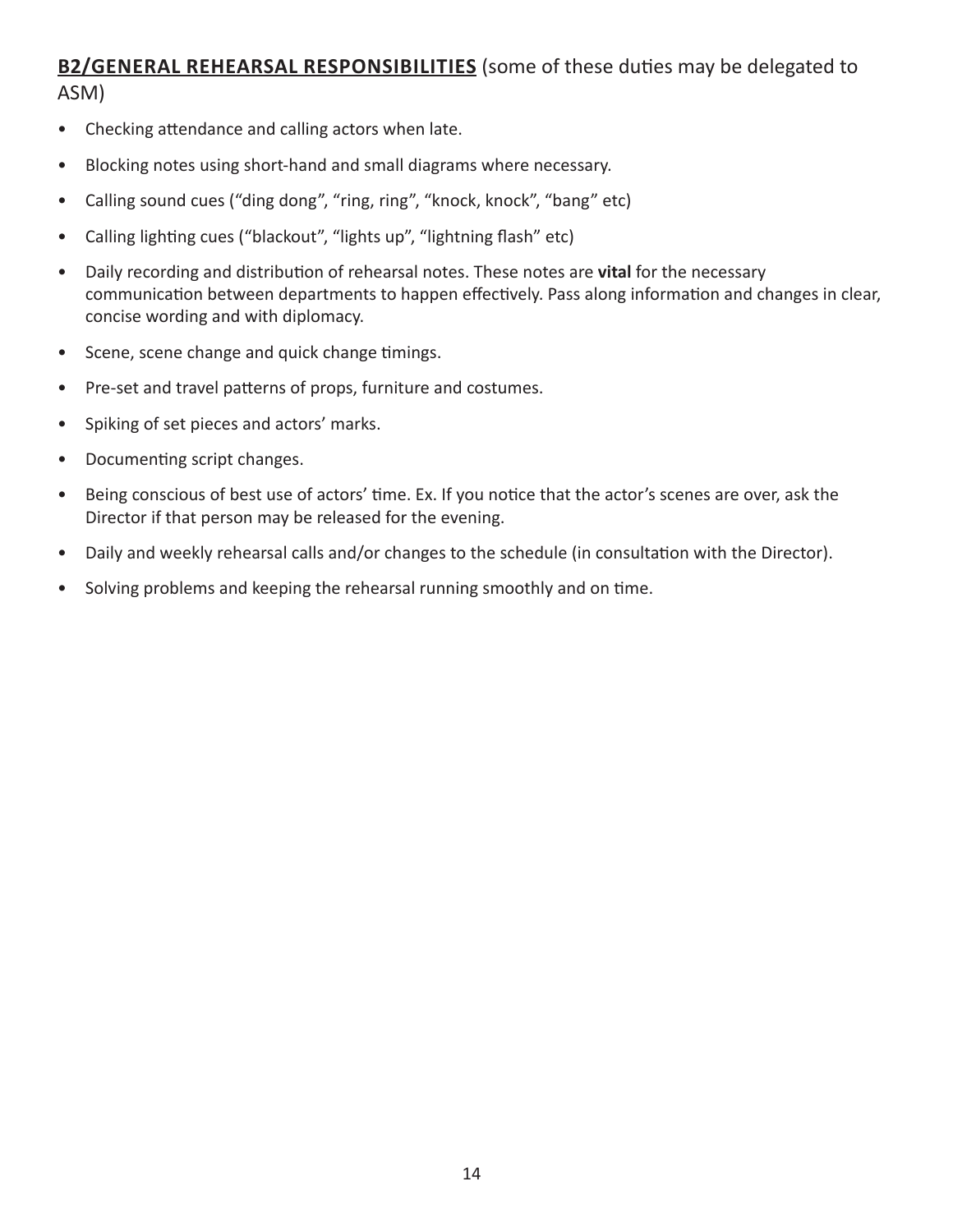## **B2/GENERAL REHEARSAL RESPONSIBILITIES** (some of these duties may be delegated to ASM)

- Checking attendance and calling actors when late.
- Blocking notes using short-hand and small diagrams where necessary.
- Calling sound cues ("ding dong", "ring, ring", "knock, knock", "bang" etc)
- Calling lighting cues ("blackout", "lights up", "lightning flash" etc)
- Daily recording and distribution of rehearsal notes. These notes are **vital** for the necessary communication between departments to happen effectively. Pass along information and changes in clear, concise wording and with diplomacy.
- Scene, scene change and quick change timings.
- Pre-set and travel patterns of props, furniture and costumes.
- Spiking of set pieces and actors' marks.
- Documenting script changes.
- Being conscious of best use of actors' time. Ex. If you notice that the actor's scenes are over, ask the Director if that person may be released for the evening.
- Daily and weekly rehearsal calls and/or changes to the schedule (in consultation with the Director).
- Solving problems and keeping the rehearsal running smoothly and on time.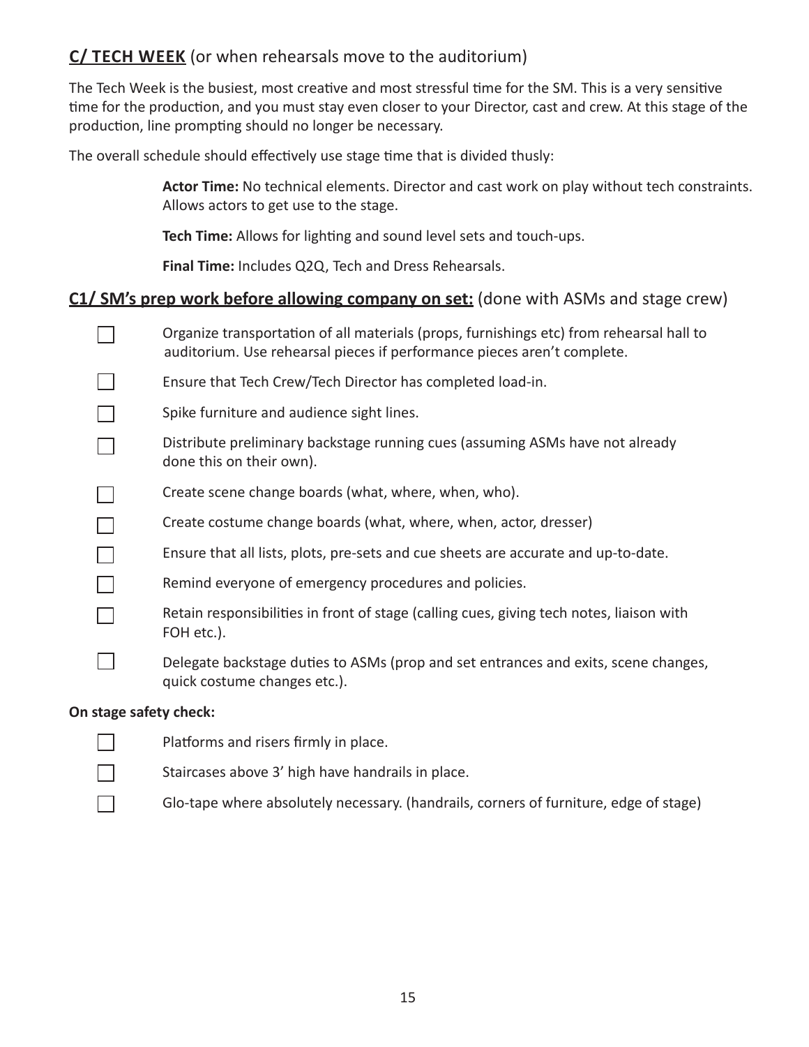## C/ TECH WEEK (or when rehearsals move to the auditorium)

The Tech Week is the busiest, most creative and most stressful time for the SM. This is a very sensitive time for the production, and you must stay even closer to your Director, cast and crew. At this stage of the production, line prompting should no longer be necessary.

The overall schedule should effectively use stage time that is divided thusly:

> **Actor Time:** No technical elements. Director and cast work on play without tech constraints. Allows actors to get use to the stage.
>
> **Tech Time:** Allows for lighting and sound level sets and touch-ups.
>
> **Final Time:** Includes Q2Q, Tech and Dress Rehearsals.

### C1/ SM's prep work before allowing company on set: (done with ASMs and stage crew)

- [ ] Organize transportation of all materials (props, furnishings etc) from rehearsal hall to auditorium. Use rehearsal pieces if performance pieces aren't complete.
- [ ] Ensure that Tech Crew/Tech Director has completed load-in.
- [ ] Spike furniture and audience sight lines.
- [ ] Distribute preliminary backstage running cues (assuming ASMs have not already done this on their own).
- [ ] Create scene change boards (what, where, when, who).
- [ ] Create costume change boards (what, where, when, actor, dresser)
- [ ] Ensure that all lists, plots, pre-sets and cue sheets are accurate and up-to-date.
- [ ] Remind everyone of emergency procedures and policies.
- [ ] Retain responsibilities in front of stage (calling cues, giving tech notes, liaison with FOH etc.).
- [ ] Delegate backstage duties to ASMs (prop and set entrances and exits, scene changes, quick costume changes etc.).

**On stage safety check:**

- [ ] Platforms and risers firmly in place.
- [ ] Staircases above 3' high have handrails in place.
- [ ] Glo-tape where absolutely necessary. (handrails, corners of furniture, edge of stage)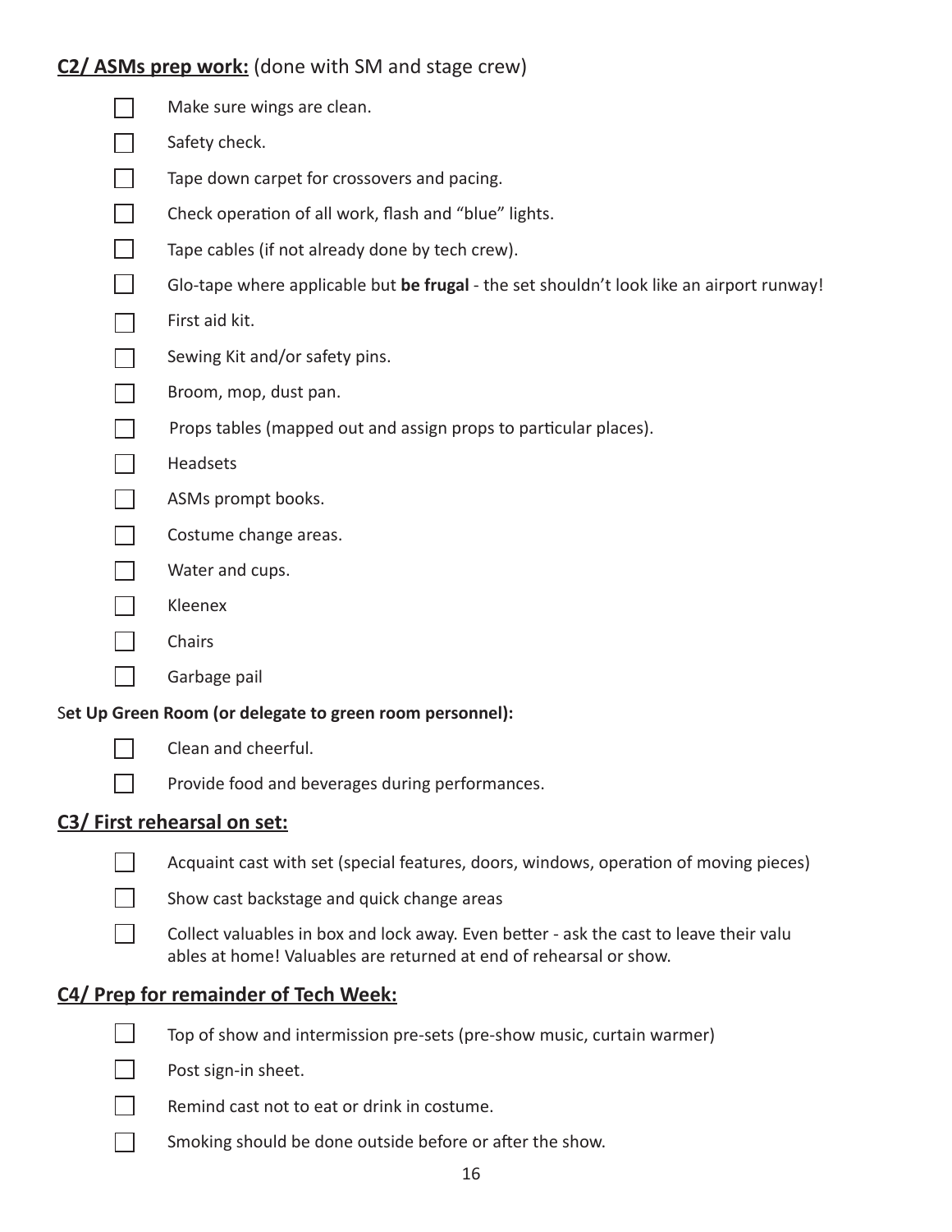## C2/ ASMs prep work: (done with SM and stage crew)

- [ ] Make sure wings are clean.
- [ ] Safety check.
- [ ] Tape down carpet for crossovers and pacing.
- [ ] Check operation of all work, flash and "blue" lights.
- [ ] Tape cables (if not already done by tech crew).
- [ ] Glo-tape where applicable but **be frugal** - the set shouldn't look like an airport runway!
- [ ] First aid kit.
- [ ] Sewing Kit and/or safety pins.
- [ ] Broom, mop, dust pan.
- [ ] Props tables (mapped out and assign props to particular places).
- [ ] Headsets
- [ ] ASMs prompt books.
- [ ] Costume change areas.
- [ ] Water and cups.
- [ ] Kleenex
- [ ] Chairs
- [ ] Garbage pail

**Set Up Green Room (or delegate to green room personnel):**

- [ ] Clean and cheerful.
- [ ] Provide food and beverages during performances.

## C3/ First rehearsal on set:

- [ ] Acquaint cast with set (special features, doors, windows, operation of moving pieces)
- [ ] Show cast backstage and quick change areas
- [ ] Collect valuables in box and lock away. Even better - ask the cast to leave their valuables at home! Valuables are returned at end of rehearsal or show.

## C4/ Prep for remainder of Tech Week:

- [ ] Top of show and intermission pre-sets (pre-show music, curtain warmer)
- [ ] Post sign-in sheet.
- [ ] Remind cast not to eat or drink in costume.
- [ ] Smoking should be done outside before or after the show.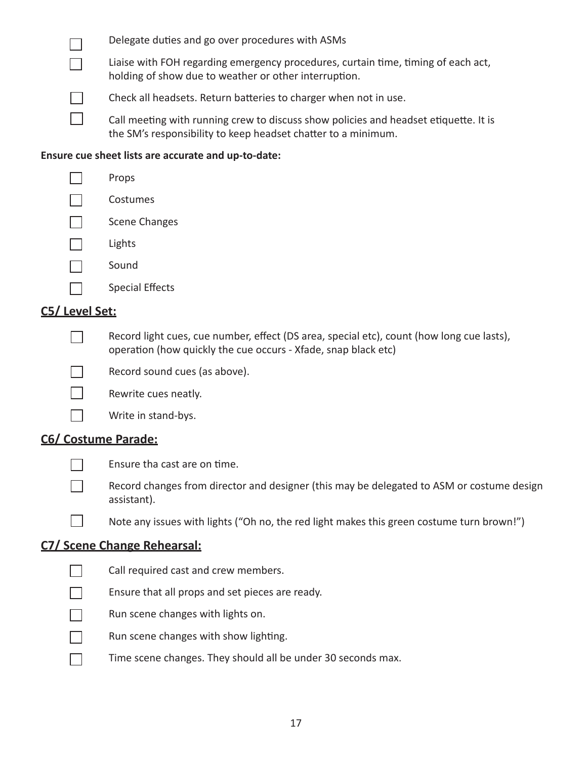- [ ] Delegate duties and go over procedures with ASMs
- [ ] Liaise with FOH regarding emergency procedures, curtain time, timing of each act, holding of show due to weather or other interruption.
- [ ] Check all headsets. Return batteries to charger when not in use.
- [ ] Call meeting with running crew to discuss show policies and headset etiquette. It is the SM's responsibility to keep headset chatter to a minimum.

**Ensure cue sheet lists are accurate and up-to-date:**

- [ ] Props
- [ ] Costumes
- [ ] Scene Changes
- [ ] Lights
- [ ] Sound
- [ ] Special Effects

## C5/ Level Set:

- [ ] Record light cues, cue number, effect (DS area, special etc), count (how long cue lasts), operation (how quickly the cue occurs - Xfade, snap black etc)
- [ ] Record sound cues (as above).
- [ ] Rewrite cues neatly.
- [ ] Write in stand-bys.

## C6/ Costume Parade:

- [ ] Ensure tha cast are on time.
- [ ] Record changes from director and designer (this may be delegated to ASM or costume design assistant).
- [ ] Note any issues with lights ("Oh no, the red light makes this green costume turn brown!")

## C7/ Scene Change Rehearsal:

- [ ] Call required cast and crew members.
- [ ] Ensure that all props and set pieces are ready.
- [ ] Run scene changes with lights on.
- [ ] Run scene changes with show lighting.
- [ ] Time scene changes. They should all be under 30 seconds max.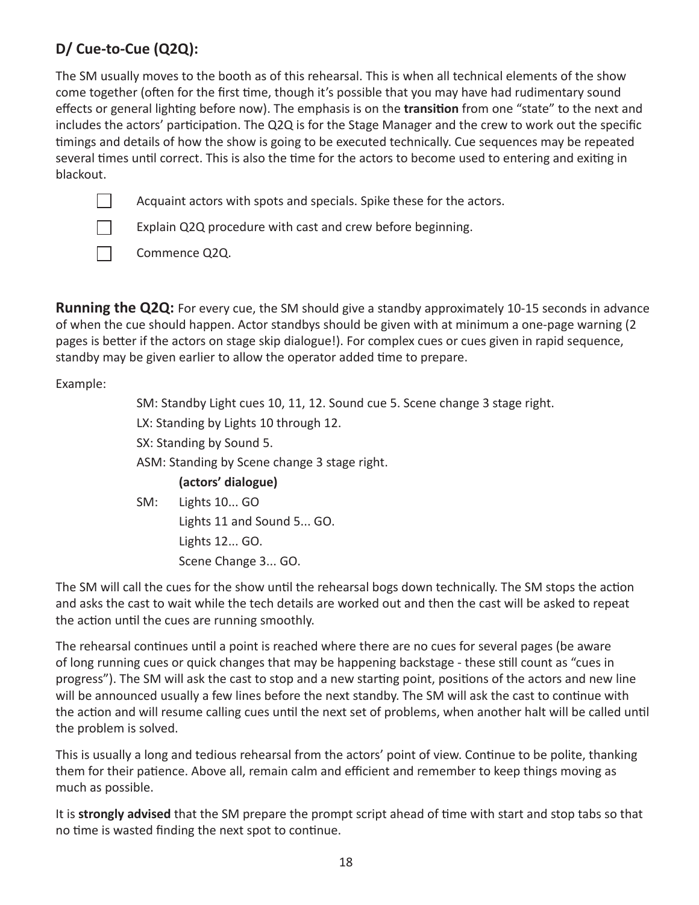## D/ Cue-to-Cue (Q2Q):

The SM usually moves to the booth as of this rehearsal. This is when all technical elements of the show come together (often for the first time, though it's possible that you may have had rudimentary sound effects or general lighting before now). The emphasis is on the **transition** from one "state" to the next and includes the actors' participation. The Q2Q is for the Stage Manager and the crew to work out the specific timings and details of how the show is going to be executed technically. Cue sequences may be repeated several times until correct. This is also the time for the actors to become used to entering and exiting in blackout.

- [ ] Acquaint actors with spots and specials. Spike these for the actors.
- [ ] Explain Q2Q procedure with cast and crew before beginning.
- [ ] Commence Q2Q.

**Running the Q2Q:** For every cue, the SM should give a standby approximately 10-15 seconds in advance of when the cue should happen. Actor standbys should be given with at minimum a one-page warning (2 pages is better if the actors on stage skip dialogue!). For complex cues or cues given in rapid sequence, standby may be given earlier to allow the operator added time to prepare.

Example:

> SM: Standby Light cues 10, 11, 12. Sound cue 5. Scene change 3 stage right.
>
> LX: Standing by Lights 10 through 12.
>
> SX: Standing by Sound 5.
>
> ASM: Standing by Scene change 3 stage right.
>
> **(actors' dialogue)**
>
> SM: Lights 10... GO
> Lights 11 and Sound 5... GO.
> Lights 12... GO.
> Scene Change 3... GO.

The SM will call the cues for the show until the rehearsal bogs down technically. The SM stops the action and asks the cast to wait while the tech details are worked out and then the cast will be asked to repeat the action until the cues are running smoothly.

The rehearsal continues until a point is reached where there are no cues for several pages (be aware of long running cues or quick changes that may be happening backstage - these still count as "cues in progress"). The SM will ask the cast to stop and a new starting point, positions of the actors and new line will be announced usually a few lines before the next standby. The SM will ask the cast to continue with the action and will resume calling cues until the next set of problems, when another halt will be called until the problem is solved.

This is usually a long and tedious rehearsal from the actors' point of view. Continue to be polite, thanking them for their patience. Above all, remain calm and efficient and remember to keep things moving as much as possible.

It is **strongly advised** that the SM prepare the prompt script ahead of time with start and stop tabs so that no time is wasted finding the next spot to continue.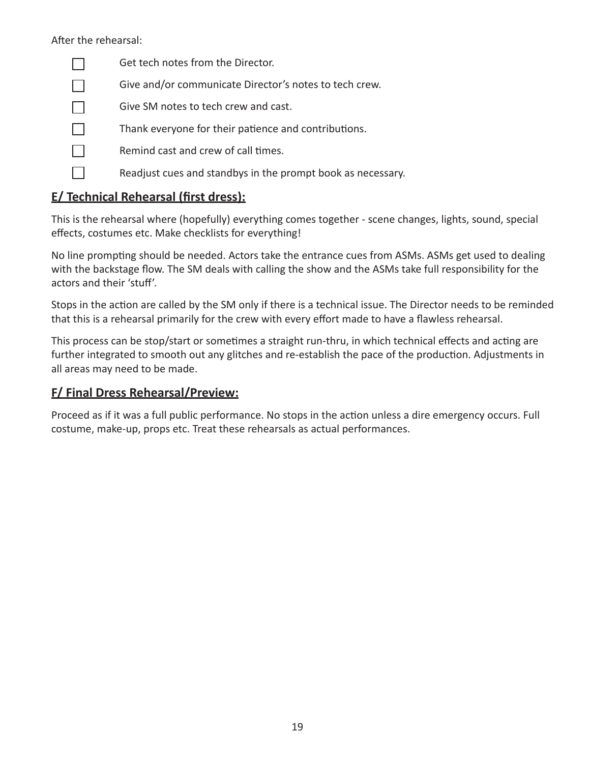After the rehearsal:

- [ ] Get tech notes from the Director.
- [ ] Give and/or communicate Director's notes to tech crew.
- [ ] Give SM notes to tech crew and cast.
- [ ] Thank everyone for their patience and contributions.
- [ ] Remind cast and crew of call times.
- [ ] Readjust cues and standbys in the prompt book as necessary.

## E/ Technical Rehearsal (first dress):

This is the rehearsal where (hopefully) everything comes together - scene changes, lights, sound, special effects, costumes etc. Make checklists for everything!

No line prompting should be needed. Actors take the entrance cues from ASMs. ASMs get used to dealing with the backstage flow. The SM deals with calling the show and the ASMs take full responsibility for the actors and their 'stuff'.

Stops in the action are called by the SM only if there is a technical issue. The Director needs to be reminded that this is a rehearsal primarily for the crew with every effort made to have a flawless rehearsal.

This process can be stop/start or sometimes a straight run-thru, in which technical effects and acting are further integrated to smooth out any glitches and re-establish the pace of the production. Adjustments in all areas may need to be made.

## F/ Final Dress Rehearsal/Preview:

Proceed as if it was a full public performance. No stops in the action unless a dire emergency occurs. Full costume, make-up, props etc. Treat these rehearsals as actual performances.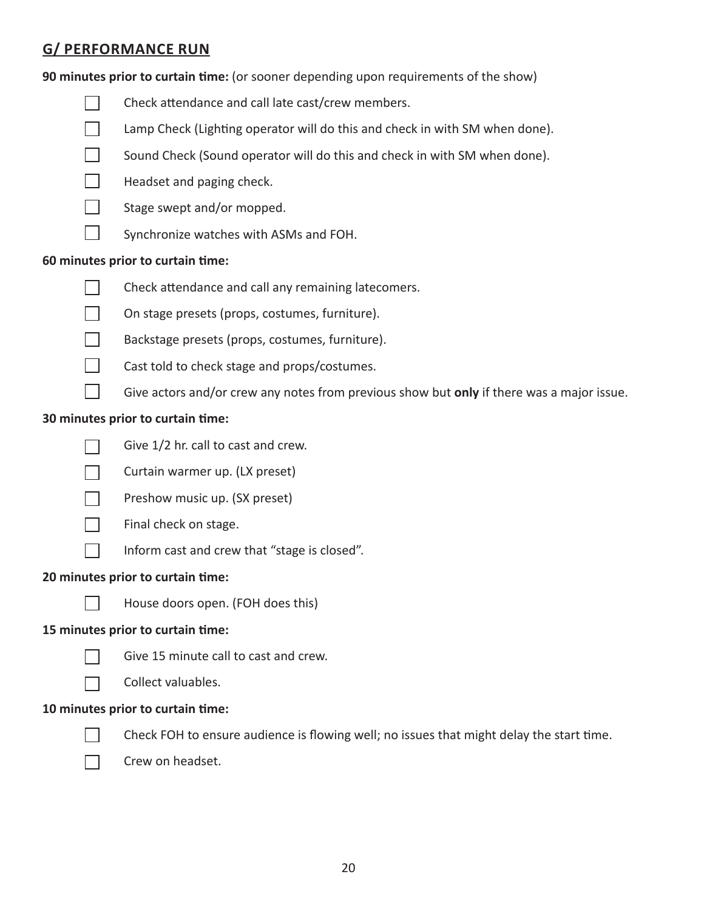## G/ PERFORMANCE RUN

**90 minutes prior to curtain time:** (or sooner depending upon requirements of the show)

- [ ] Check attendance and call late cast/crew members.
- [ ] Lamp Check (Lighting operator will do this and check in with SM when done).
- [ ] Sound Check (Sound operator will do this and check in with SM when done).
- [ ] Headset and paging check.
- [ ] Stage swept and/or mopped.
- [ ] Synchronize watches with ASMs and FOH.

**60 minutes prior to curtain time:**

- [ ] Check attendance and call any remaining latecomers.
- [ ] On stage presets (props, costumes, furniture).
- [ ] Backstage presets (props, costumes, furniture).
- [ ] Cast told to check stage and props/costumes.
- [ ] Give actors and/or crew any notes from previous show but **only** if there was a major issue.

**30 minutes prior to curtain time:**

- [ ] Give 1/2 hr. call to cast and crew.
- [ ] Curtain warmer up. (LX preset)
- [ ] Preshow music up. (SX preset)
- [ ] Final check on stage.
- [ ] Inform cast and crew that "stage is closed".

**20 minutes prior to curtain time:**

- [ ] House doors open. (FOH does this)

**15 minutes prior to curtain time:**

- [ ] Give 15 minute call to cast and crew.
- [ ] Collect valuables.

**10 minutes prior to curtain time:**

- [ ] Check FOH to ensure audience is flowing well; no issues that might delay the start time.
- [ ] Crew on headset.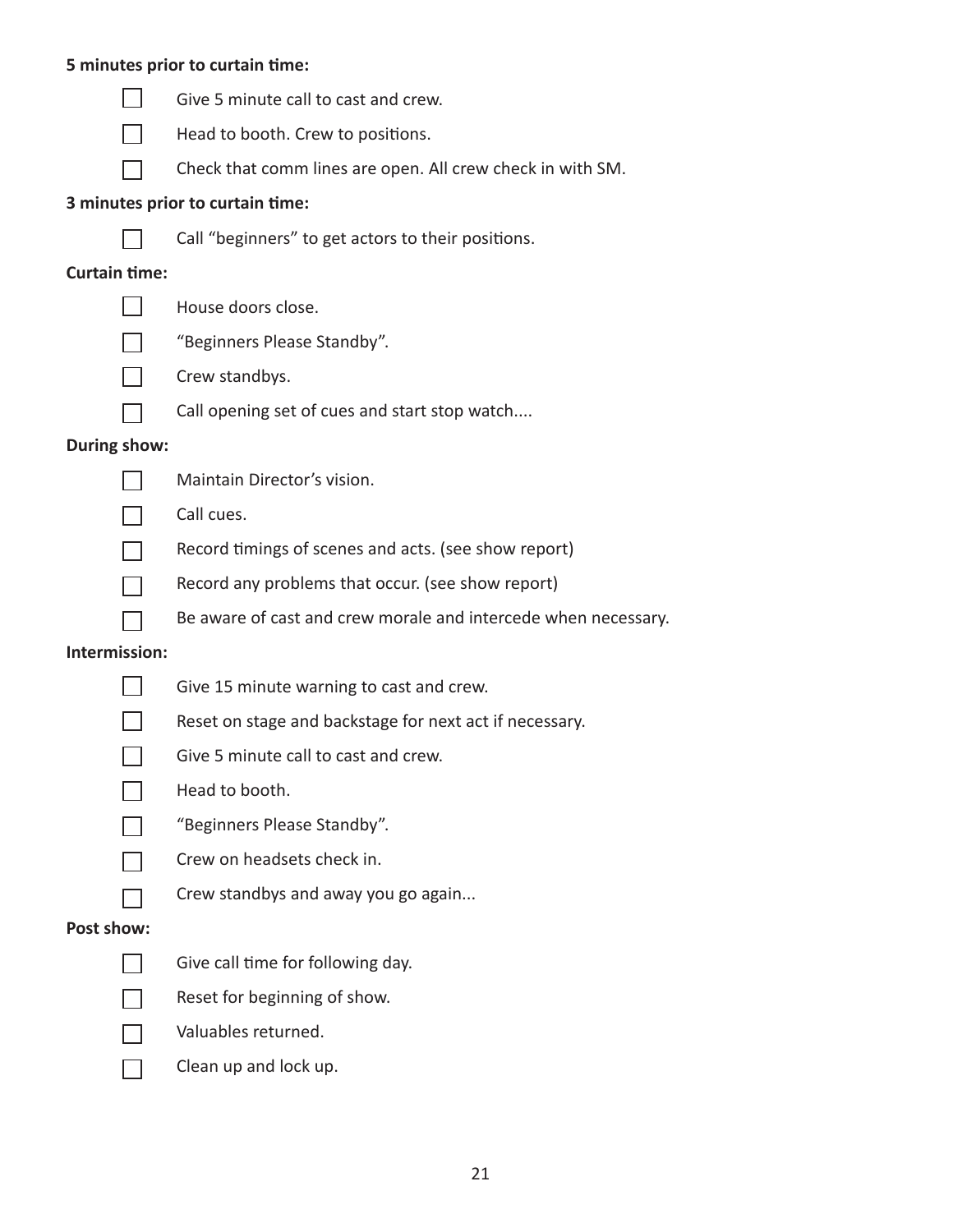**5 minutes prior to curtain time:**

- [ ] Give 5 minute call to cast and crew.
- [ ] Head to booth. Crew to positions.
- [ ] Check that comm lines are open. All crew check in with SM.

**3 minutes prior to curtain time:**

- [ ] Call "beginners" to get actors to their positions.

**Curtain time:**

- [ ] House doors close.
- [ ] "Beginners Please Standby".
- [ ] Crew standbys.
- [ ] Call opening set of cues and start stop watch....

**During show:**

- [ ] Maintain Director's vision.
- [ ] Call cues.
- [ ] Record timings of scenes and acts. (see show report)
- [ ] Record any problems that occur. (see show report)
- [ ] Be aware of cast and crew morale and intercede when necessary.

**Intermission:**

- [ ] Give 15 minute warning to cast and crew.
- [ ] Reset on stage and backstage for next act if necessary.
- [ ] Give 5 minute call to cast and crew.
- [ ] Head to booth.
- [ ] "Beginners Please Standby".
- [ ] Crew on headsets check in.
- [ ] Crew standbys and away you go again...

**Post show:**

- [ ] Give call time for following day.
- [ ] Reset for beginning of show.
- [ ] Valuables returned.
- [ ] Clean up and lock up.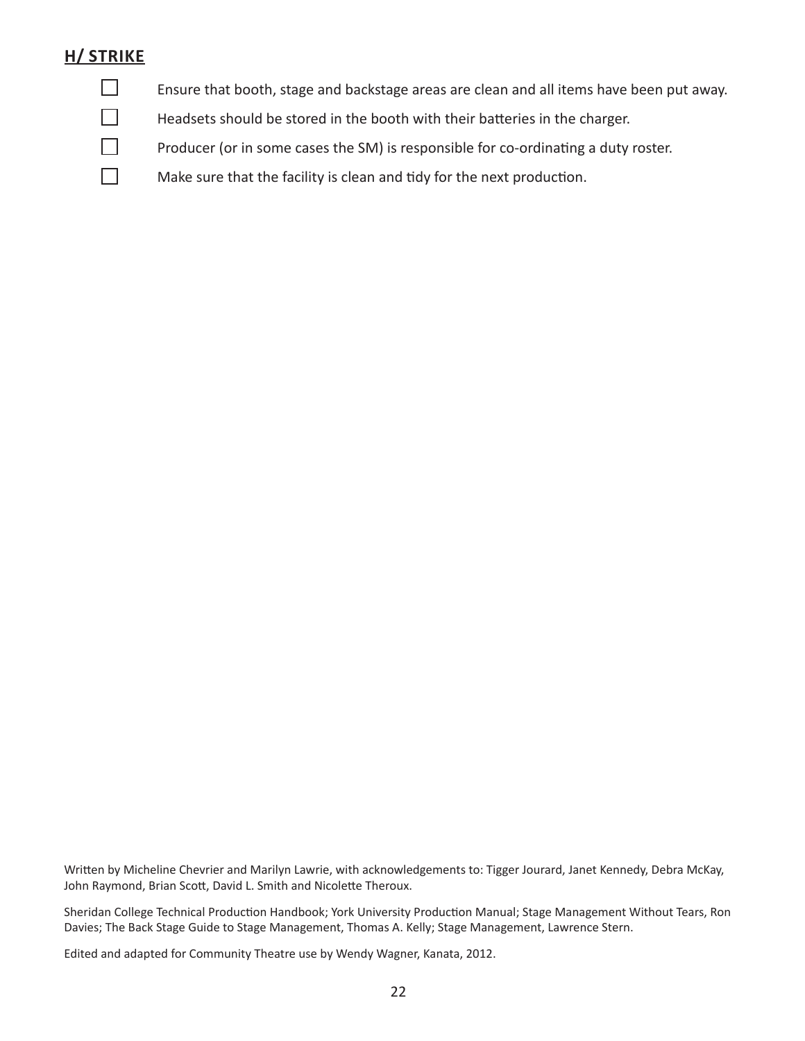## H/ STRIKE

- [ ] Ensure that booth, stage and backstage areas are clean and all items have been put away.
- [ ] Headsets should be stored in the booth with their batteries in the charger.
- [ ] Producer (or in some cases the SM) is responsible for co-ordinating a duty roster.
- [ ] Make sure that the facility is clean and tidy for the next production.

Written by Micheline Chevrier and Marilyn Lawrie, with acknowledgements to: Tigger Jourard, Janet Kennedy, Debra McKay, John Raymond, Brian Scott, David L. Smith and Nicolette Theroux.

Sheridan College Technical Production Handbook; York University Production Manual; Stage Management Without Tears, Ron Davies; The Back Stage Guide to Stage Management, Thomas A. Kelly; Stage Management, Lawrence Stern.

Edited and adapted for Community Theatre use by Wendy Wagner, Kanata, 2012.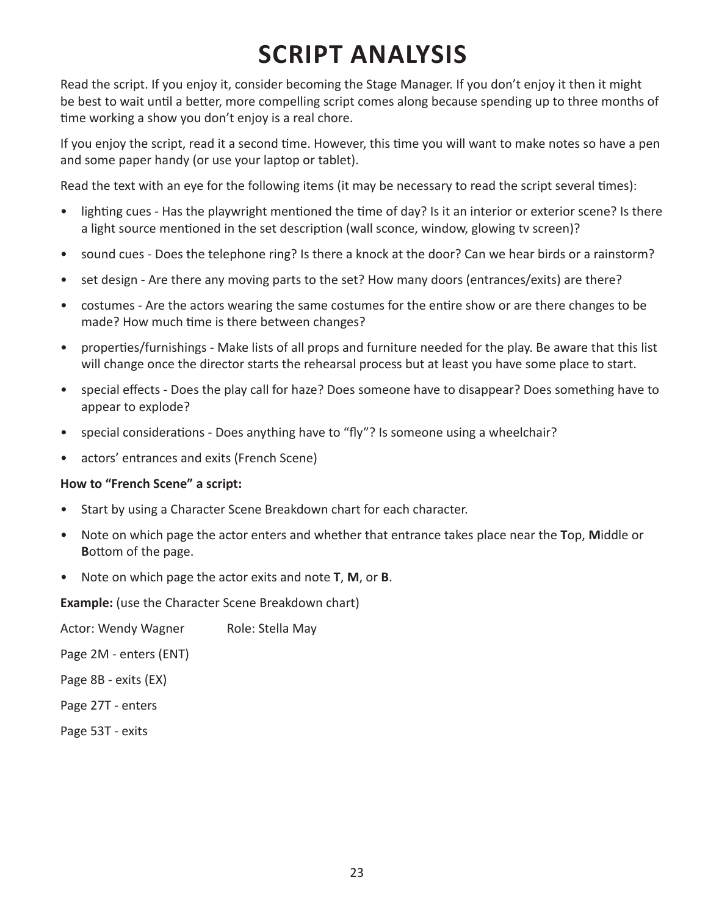# SCRIPT ANALYSIS

Read the script. If you enjoy it, consider becoming the Stage Manager. If you don't enjoy it then it might be best to wait until a better, more compelling script comes along because spending up to three months of time working a show you don't enjoy is a real chore.

If you enjoy the script, read it a second time. However, this time you will want to make notes so have a pen and some paper handy (or use your laptop or tablet).

Read the text with an eye for the following items (it may be necessary to read the script several times):

- lighting cues - Has the playwright mentioned the time of day? Is it an interior or exterior scene? Is there a light source mentioned in the set description (wall sconce, window, glowing tv screen)?
- sound cues - Does the telephone ring? Is there a knock at the door? Can we hear birds or a rainstorm?
- set design - Are there any moving parts to the set? How many doors (entrances/exits) are there?
- costumes - Are the actors wearing the same costumes for the entire show or are there changes to be made? How much time is there between changes?
- properties/furnishings - Make lists of all props and furniture needed for the play. Be aware that this list will change once the director starts the rehearsal process but at least you have some place to start.
- special effects - Does the play call for haze? Does someone have to disappear? Does something have to appear to explode?
- special considerations - Does anything have to "fly"? Is someone using a wheelchair?
- actors' entrances and exits (French Scene)

**How to "French Scene" a script:**

- Start by using a Character Scene Breakdown chart for each character.
- Note on which page the actor enters and whether that entrance takes place near the **T**op, **M**iddle or **B**ottom of the page.
- Note on which page the actor exits and note **T**, **M**, or **B**.

**Example:** (use the Character Scene Breakdown chart)

Actor: Wendy Wagner        Role: Stella May

Page 2M - enters (ENT)

Page 8B - exits (EX)

Page 27T - enters

Page 53T - exits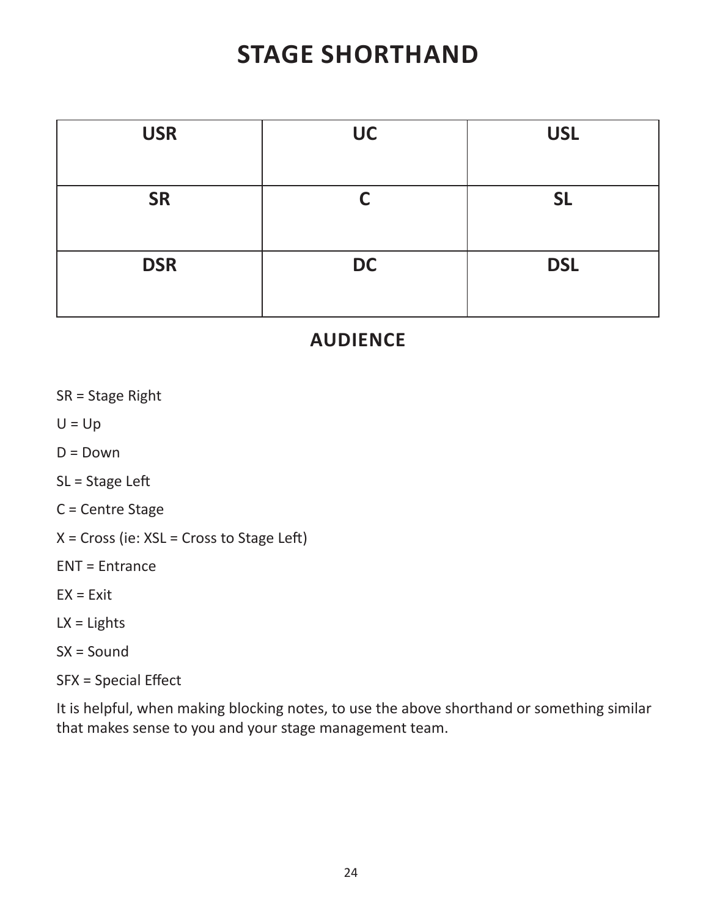# STAGE SHORTHAND

| USR | UC | USL |
|---|---|---|
| **SR** | **C** | **SL** |
| **DSR** | **DC** | **DSL** |

**AUDIENCE**

SR = Stage Right

U = Up

D = Down

SL = Stage Left

C = Centre Stage

X = Cross (ie: XSL = Cross to Stage Left)

ENT = Entrance

EX = Exit

LX = Lights

SX = Sound

SFX = Special Effect

It is helpful, when making blocking notes, to use the above shorthand or something similar that makes sense to you and your stage management team.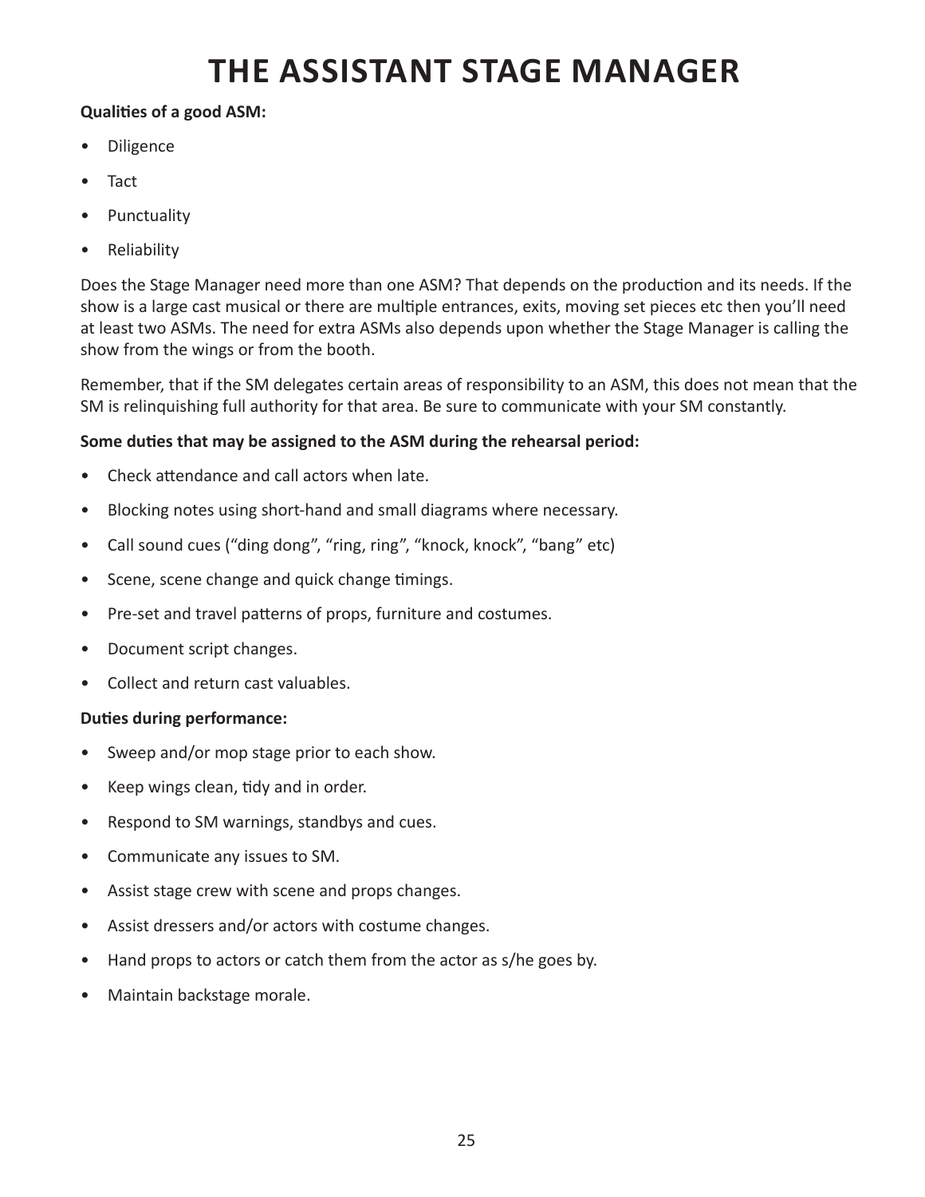# THE ASSISTANT STAGE MANAGER

**Qualities of a good ASM:**

- Diligence
- Tact
- Punctuality
- Reliability

Does the Stage Manager need more than one ASM? That depends on the production and its needs. If the show is a large cast musical or there are multiple entrances, exits, moving set pieces etc then you'll need at least two ASMs. The need for extra ASMs also depends upon whether the Stage Manager is calling the show from the wings or from the booth.

Remember, that if the SM delegates certain areas of responsibility to an ASM, this does not mean that the SM is relinquishing full authority for that area. Be sure to communicate with your SM constantly.

**Some duties that may be assigned to the ASM during the rehearsal period:**

- Check attendance and call actors when late.
- Blocking notes using short-hand and small diagrams where necessary.
- Call sound cues ("ding dong", "ring, ring", "knock, knock", "bang" etc)
- Scene, scene change and quick change timings.
- Pre-set and travel patterns of props, furniture and costumes.
- Document script changes.
- Collect and return cast valuables.

**Duties during performance:**

- Sweep and/or mop stage prior to each show.
- Keep wings clean, tidy and in order.
- Respond to SM warnings, standbys and cues.
- Communicate any issues to SM.
- Assist stage crew with scene and props changes.
- Assist dressers and/or actors with costume changes.
- Hand props to actors or catch them from the actor as s/he goes by.
- Maintain backstage morale.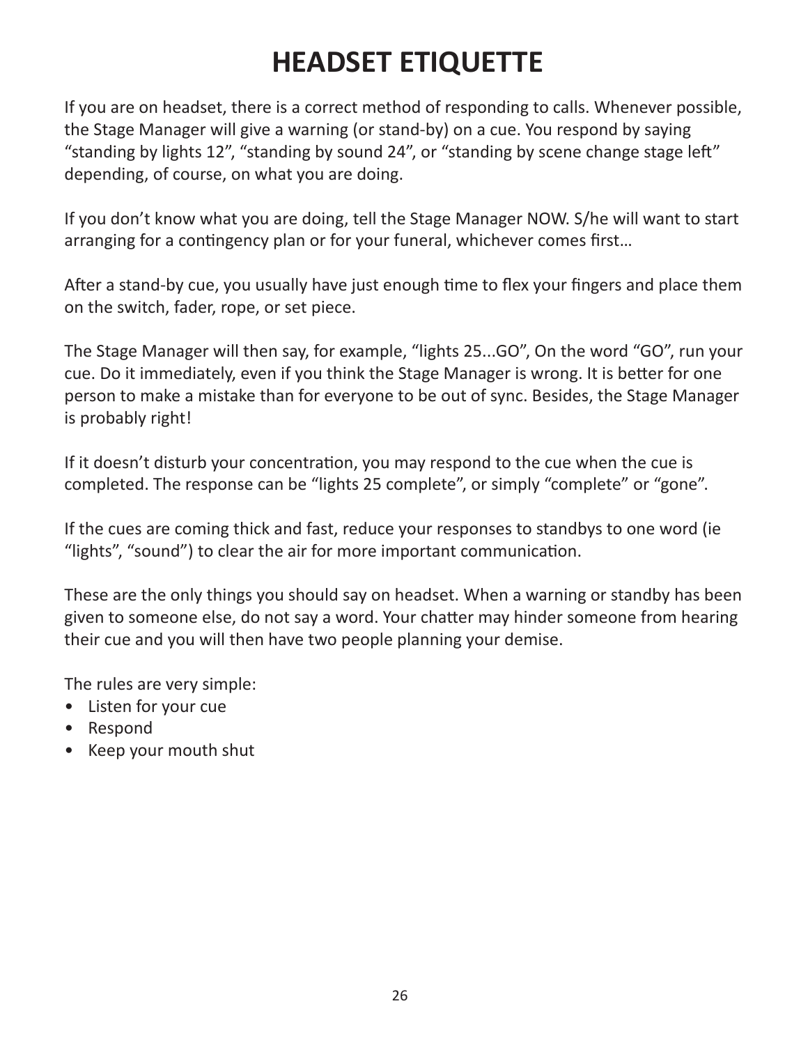# HEADSET ETIQUETTE

If you are on headset, there is a correct method of responding to calls. Whenever possible, the Stage Manager will give a warning (or stand-by) on a cue. You respond by saying "standing by lights 12", "standing by sound 24", or "standing by scene change stage left" depending, of course, on what you are doing.

If you don't know what you are doing, tell the Stage Manager NOW. S/he will want to start arranging for a contingency plan or for your funeral, whichever comes first…

After a stand-by cue, you usually have just enough time to flex your fingers and place them on the switch, fader, rope, or set piece.

The Stage Manager will then say, for example, "lights 25...GO", On the word "GO", run your cue. Do it immediately, even if you think the Stage Manager is wrong. It is better for one person to make a mistake than for everyone to be out of sync. Besides, the Stage Manager is probably right!

If it doesn't disturb your concentration, you may respond to the cue when the cue is completed. The response can be "lights 25 complete", or simply "complete" or "gone".

If the cues are coming thick and fast, reduce your responses to standbys to one word (ie "lights", "sound") to clear the air for more important communication.

These are the only things you should say on headset. When a warning or standby has been given to someone else, do not say a word. Your chatter may hinder someone from hearing their cue and you will then have two people planning your demise.

The rules are very simple:

- Listen for your cue
- Respond
- Keep your mouth shut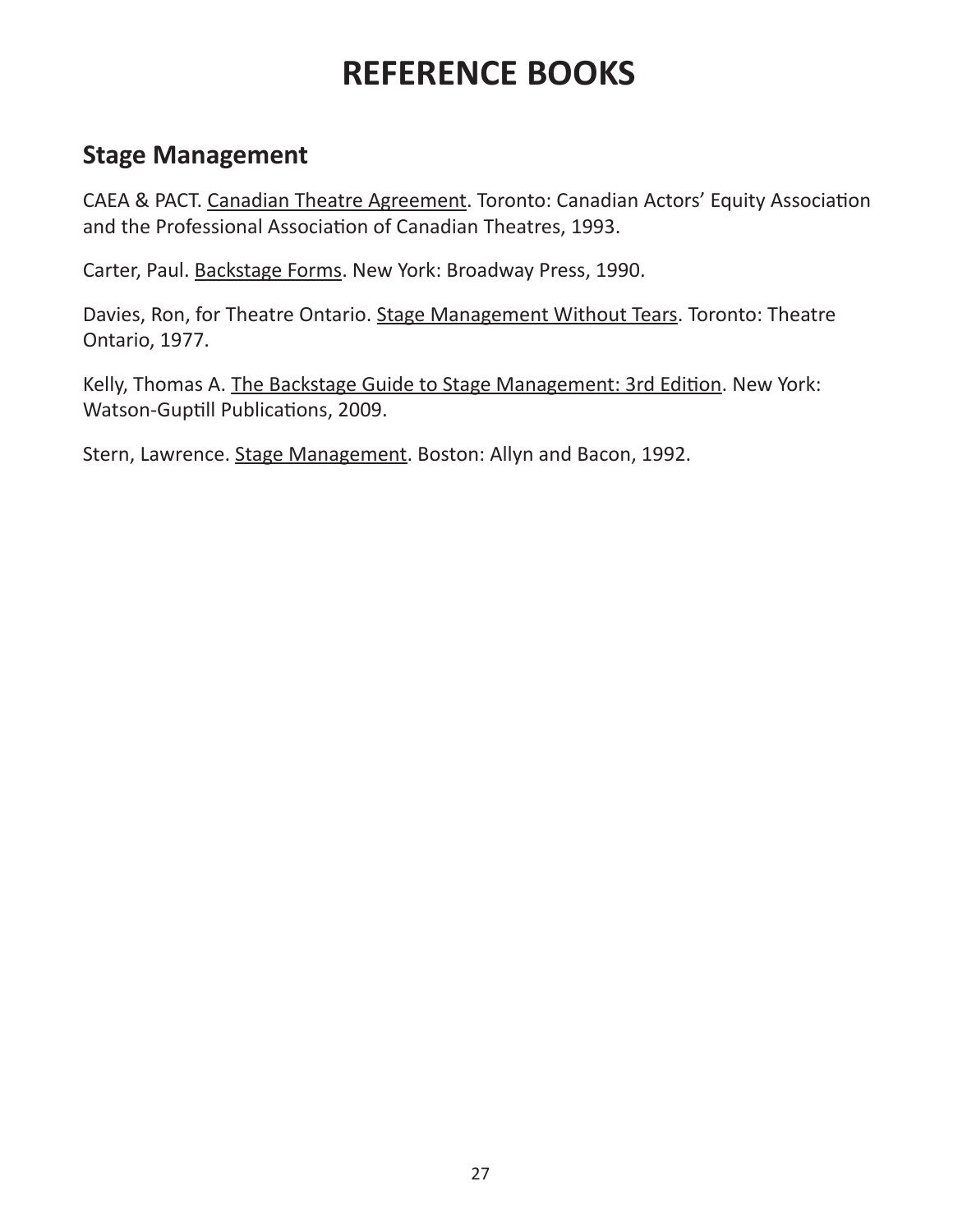# REFERENCE BOOKS

## Stage Management

CAEA & PACT. Canadian Theatre Agreement. Toronto: Canadian Actors' Equity Association and the Professional Association of Canadian Theatres, 1993.

Carter, Paul. Backstage Forms. New York: Broadway Press, 1990.

Davies, Ron, for Theatre Ontario. Stage Management Without Tears. Toronto: Theatre Ontario, 1977.

Kelly, Thomas A. The Backstage Guide to Stage Management: 3rd Edition. New York: Watson-Guptill Publications, 2009.

Stern, Lawrence. Stage Management. Boston: Allyn and Bacon, 1992.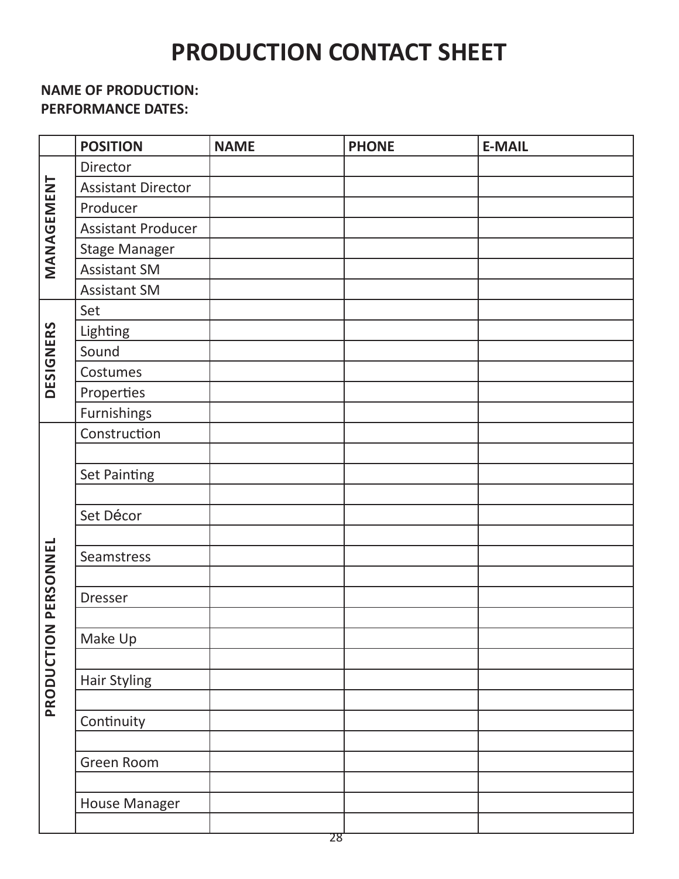# PRODUCTION CONTACT SHEET

**NAME OF PRODUCTION:**
**PERFORMANCE DATES:**

| | POSITION | NAME | PHONE | E-MAIL |
|---|---|---|---|---|
| MANAGEMENT | Director | | | |
| | Assistant Director | | | |
| | Producer | | | |
| | Assistant Producer | | | |
| | Stage Manager | | | |
| | Assistant SM | | | |
| | Assistant SM | | | |
| DESIGNERS | Set | | | |
| | Lighting | | | |
| | Sound | | | |
| | Costumes | | | |
| | Properties | | | |
| | Furnishings | | | |
| PRODUCTION PERSONNEL | Construction | | | |
| | | | | |
| | Set Painting | | | |
| | | | | |
| | Set Décor | | | |
| | | | | |
| | Seamstress | | | |
| | | | | |
| | Dresser | | | |
| | | | | |
| | Make Up | | | |
| | | | | |
| | Hair Styling | | | |
| | | | | |
| | Continuity | | | |
| | | | | |
| | Green Room | | | |
| | | | | |
| | House Manager | | | |
| | | | | |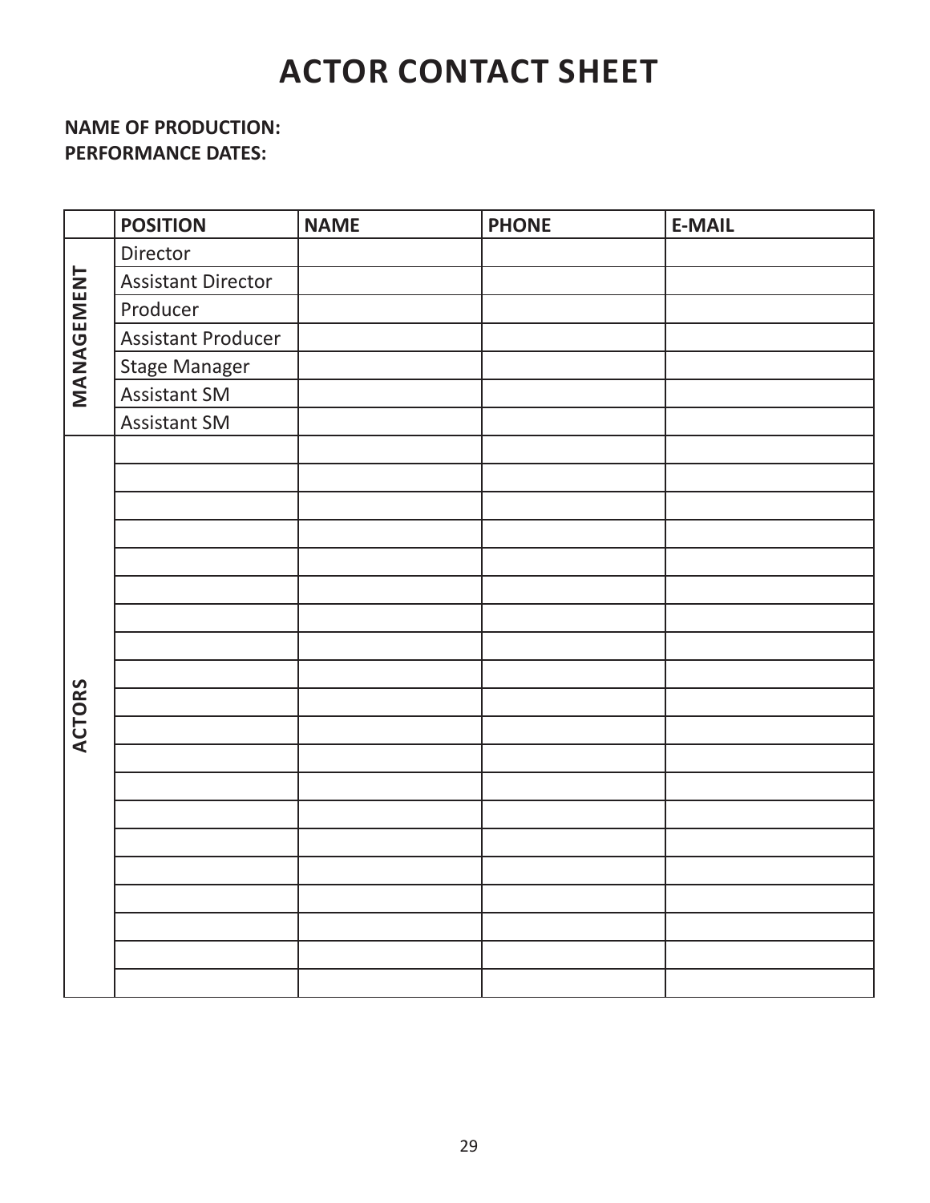# ACTOR CONTACT SHEET

**NAME OF PRODUCTION:**
**PERFORMANCE DATES:**

| | POSITION | NAME | PHONE | E-MAIL |
|---|---|---|---|---|
| MANAGEMENT | Director | | | |
| | Assistant Director | | | |
| | Producer | | | |
| | Assistant Producer | | | |
| | Stage Manager | | | |
| | Assistant SM | | | |
| | Assistant SM | | | |
| ACTORS | | | | |
| | | | | |
| | | | | |
| | | | | |
| | | | | |
| | | | | |
| | | | | |
| | | | | |
| | | | | |
| | | | | |
| | | | | |
| | | | | |
| | | | | |
| | | | | |
| | | | | |
| | | | | |
| | | | | |
| | | | | |
| | | | | |
| | | | | |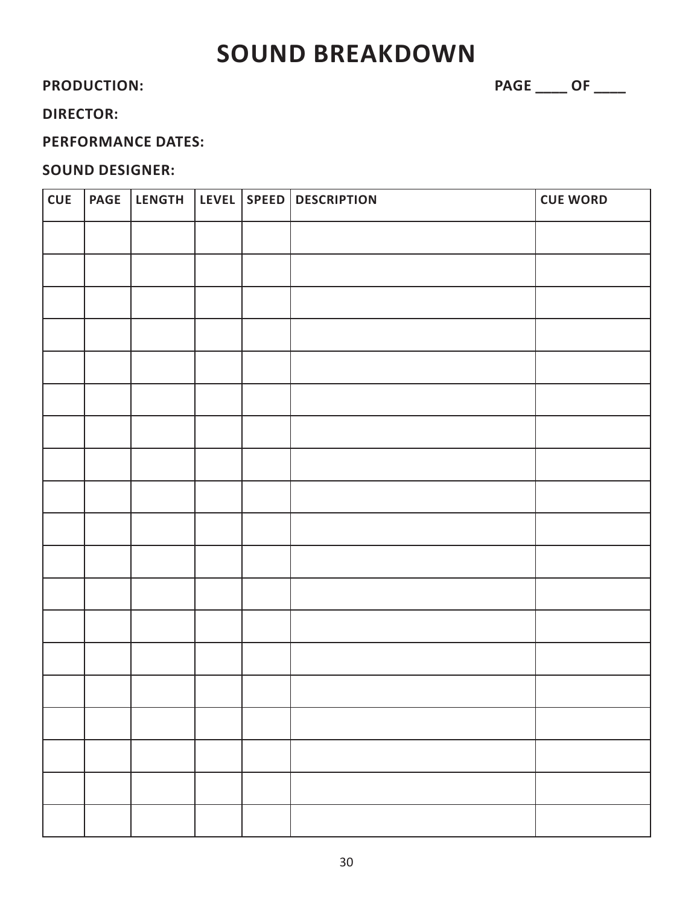# SOUND BREAKDOWN

**PRODUCTION:** **PAGE ____ OF ____**

**DIRECTOR:**

**PERFORMANCE DATES:**

**SOUND DESIGNER:**

| CUE | PAGE | LENGTH | LEVEL | SPEED | DESCRIPTION | CUE WORD |
|---|---|---|---|---|---|---|
| | | | | | | |
| | | | | | | |
| | | | | | | |
| | | | | | | |
| | | | | | | |
| | | | | | | |
| | | | | | | |
| | | | | | | |
| | | | | | | |
| | | | | | | |
| | | | | | | |
| | | | | | | |
| | | | | | | |
| | | | | | | |
| | | | | | | |
| | | | | | | |
| | | | | | | |
| | | | | | | |
| | | | | | | |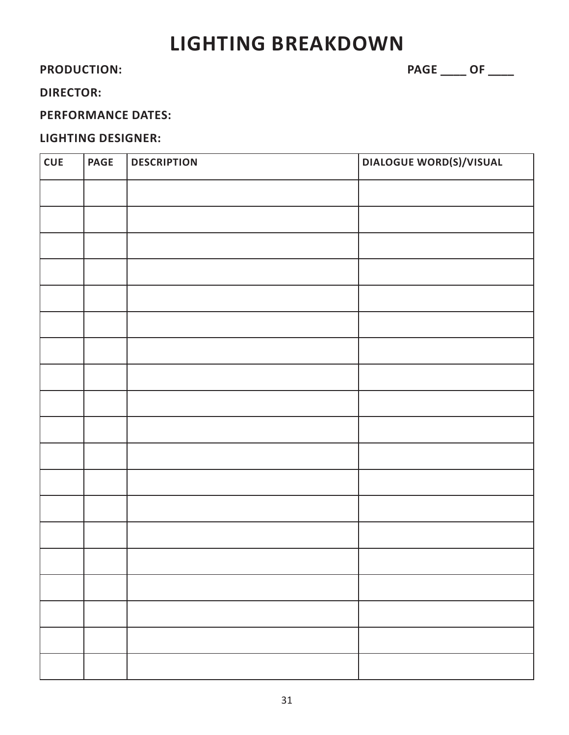# LIGHTING BREAKDOWN

**PRODUCTION:** **PAGE ____ OF ____**

**DIRECTOR:**

**PERFORMANCE DATES:**

**LIGHTING DESIGNER:**

| CUE | PAGE | DESCRIPTION | DIALOGUE WORD(S)/VISUAL |
|---|---|---|---|
| | | | |
| | | | |
| | | | |
| | | | |
| | | | |
| | | | |
| | | | |
| | | | |
| | | | |
| | | | |
| | | | |
| | | | |
| | | | |
| | | | |
| | | | |
| | | | |
| | | | |
| | | | |
| | | | |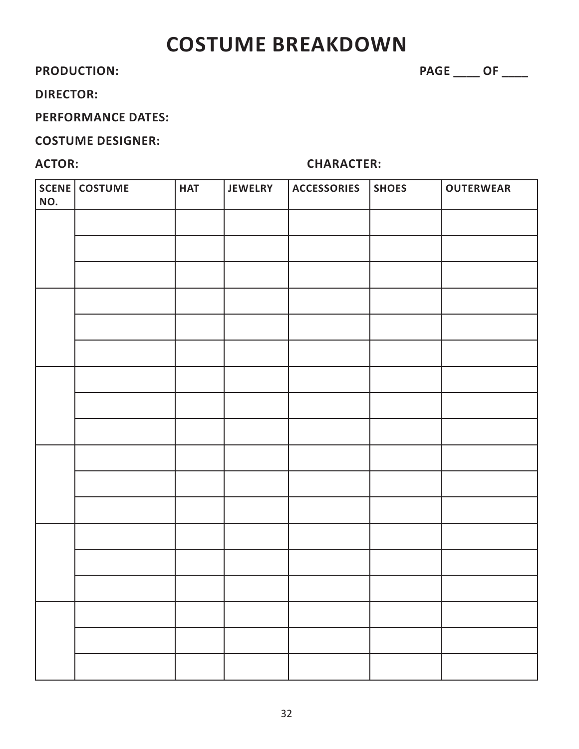# COSTUME BREAKDOWN

**PRODUCTION:** **PAGE ____ OF ____**

**DIRECTOR:**

**PERFORMANCE DATES:**

**COSTUME DESIGNER:**

**ACTOR:** **CHARACTER:**

| SCENE NO. | COSTUME | HAT | JEWELRY | ACCESSORIES | SHOES | OUTERWEAR |
|---|---|---|---|---|---|---|
| | | | | | | |
| | | | | | | |
| | | | | | | |
| | | | | | | |
| | | | | | | |
| | | | | | | |
| | | | | | | |
| | | | | | | |
| | | | | | | |
| | | | | | | |
| | | | | | | |
| | | | | | | |
| | | | | | | |
| | | | | | | |
| | | | | | | |
| | | | | | | |
| | | | | | | |
| | | | | | | |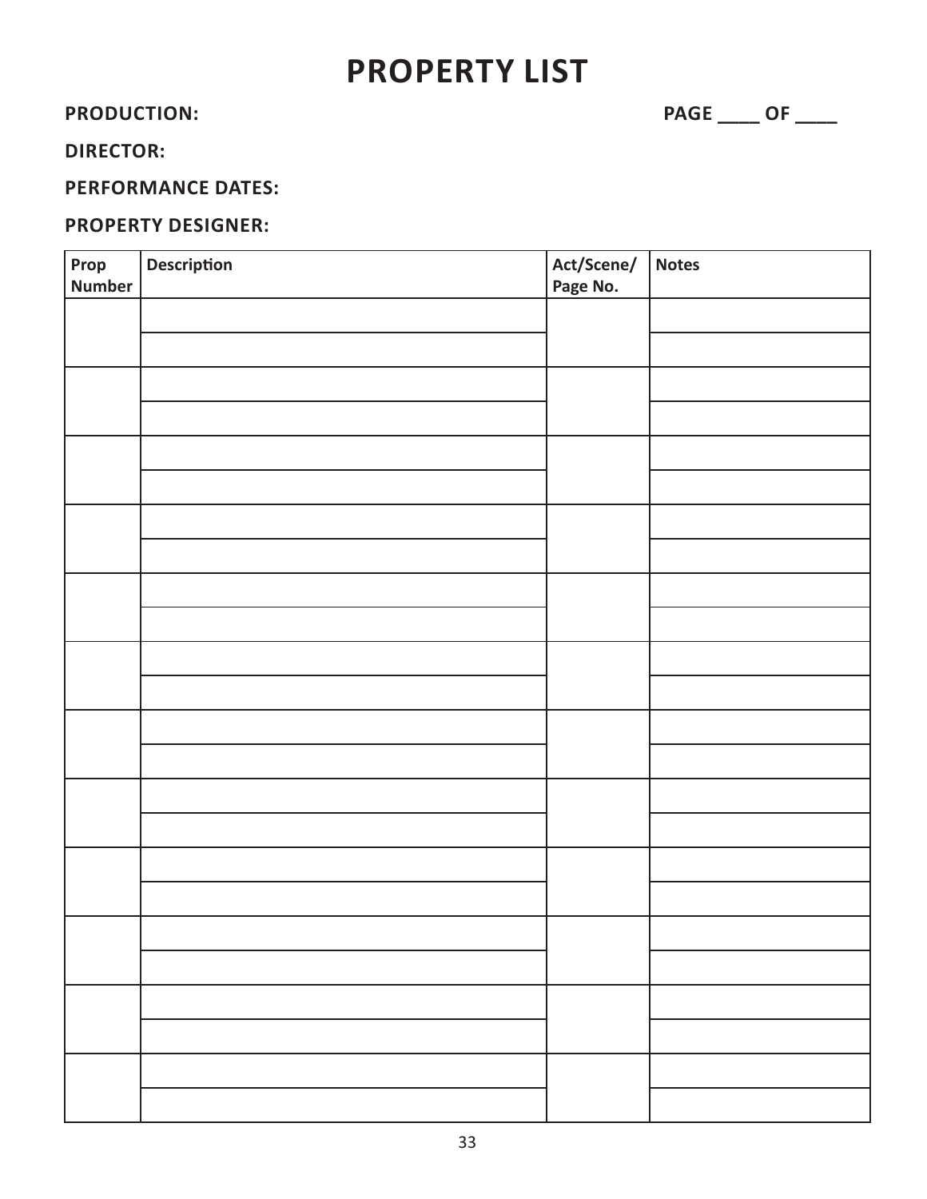# PROPERTY LIST

**PRODUCTION:** **PAGE ____ OF ____**

**DIRECTOR:**

**PERFORMANCE DATES:**

**PROPERTY DESIGNER:**

| Prop Number | Description | Act/Scene/ Page No. | Notes |
|---|---|---|---|
| | | | |
| | | | |
| | | | |
| | | | |
| | | | |
| | | | |
| | | | |
| | | | |
| | | | |
| | | | |
| | | | |
| | | | |
| | | | |
| | | | |
| | | | |
| | | | |
| | | | |
| | | | |
| | | | |
| | | | |
| | | | |
| | | | |
| | | | |
| | | | |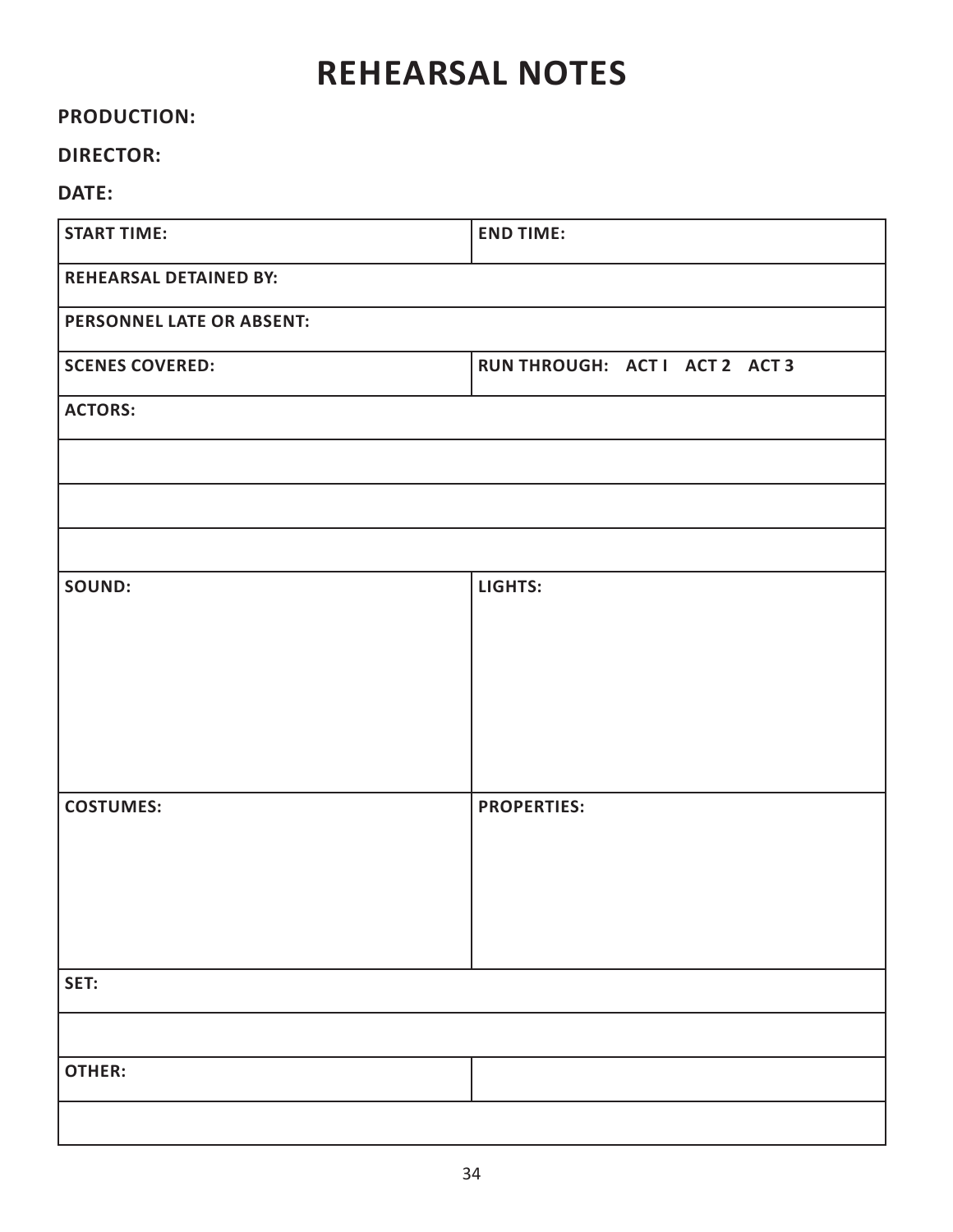# REHEARSAL NOTES

**PRODUCTION:**

**DIRECTOR:**

**DATE:**

| **START TIME:** | **END TIME:** |
|---|---|
| **REHEARSAL DETAINED BY:** | |
| **PERSONNEL LATE OR ABSENT:** | |
| **SCENES COVERED:** | **RUN THROUGH: ACT I ACT 2 ACT 3** |
| **ACTORS:** | |
| | |
| | |
| | |
| **SOUND:** | **LIGHTS:** |
| **COSTUMES:** | **PROPERTIES:** |
| **SET:** | |
| | |
| **OTHER:** | |
| | |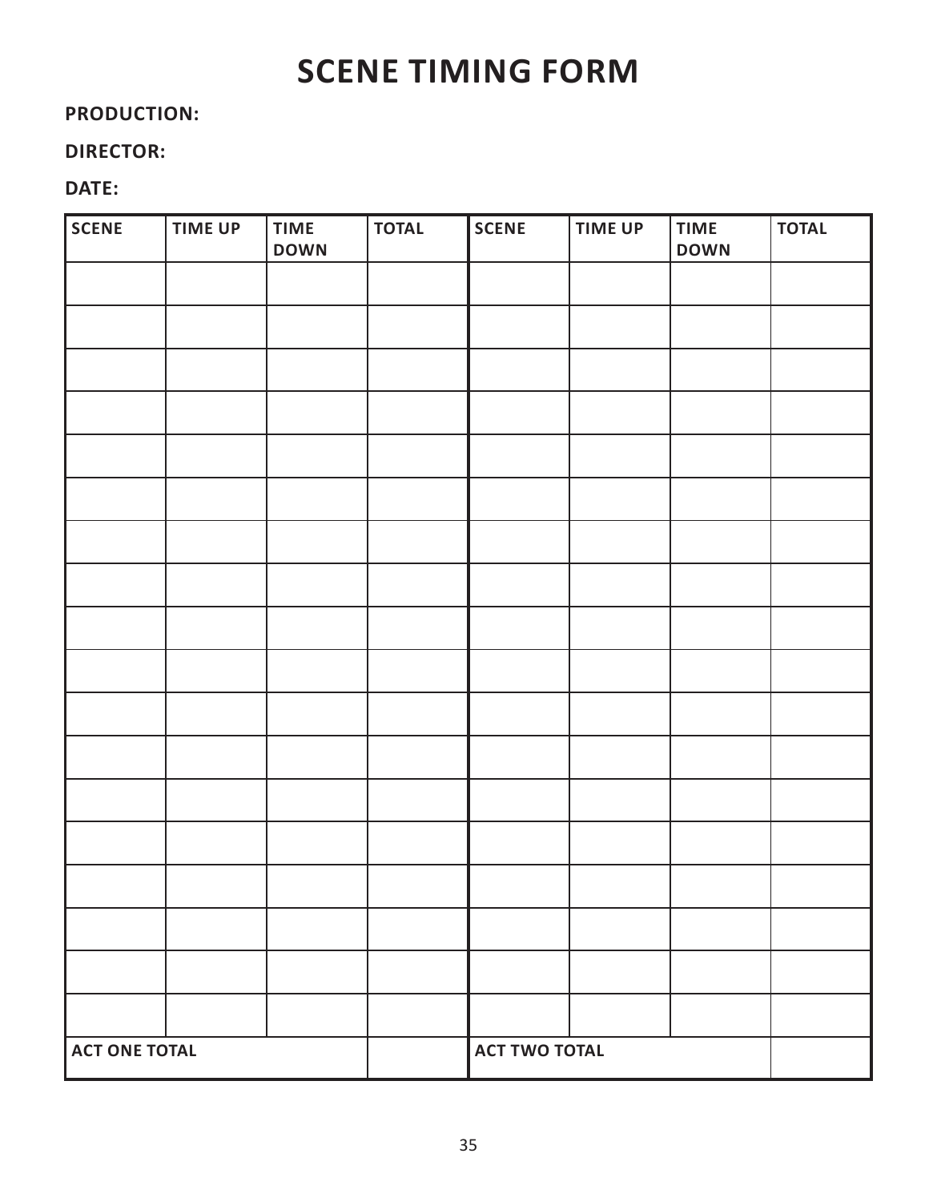# SCENE TIMING FORM

**PRODUCTION:**

**DIRECTOR:**

**DATE:**

| SCENE | TIME UP | TIME DOWN | TOTAL | SCENE | TIME UP | TIME DOWN | TOTAL |
|---|---|---|---|---|---|---|---|
| | | | | | | | |
| | | | | | | | |
| | | | | | | | |
| | | | | | | | |
| | | | | | | | |
| | | | | | | | |
| | | | | | | | |
| | | | | | | | |
| | | | | | | | |
| | | | | | | | |
| | | | | | | | |
| | | | | | | | |
| | | | | | | | |
| | | | | | | | |
| | | | | | | | |
| | | | | | | | |
| | | | | | | | |
| | | | | | | | |
| **ACT ONE TOTAL** | | | | **ACT TWO TOTAL** | | | |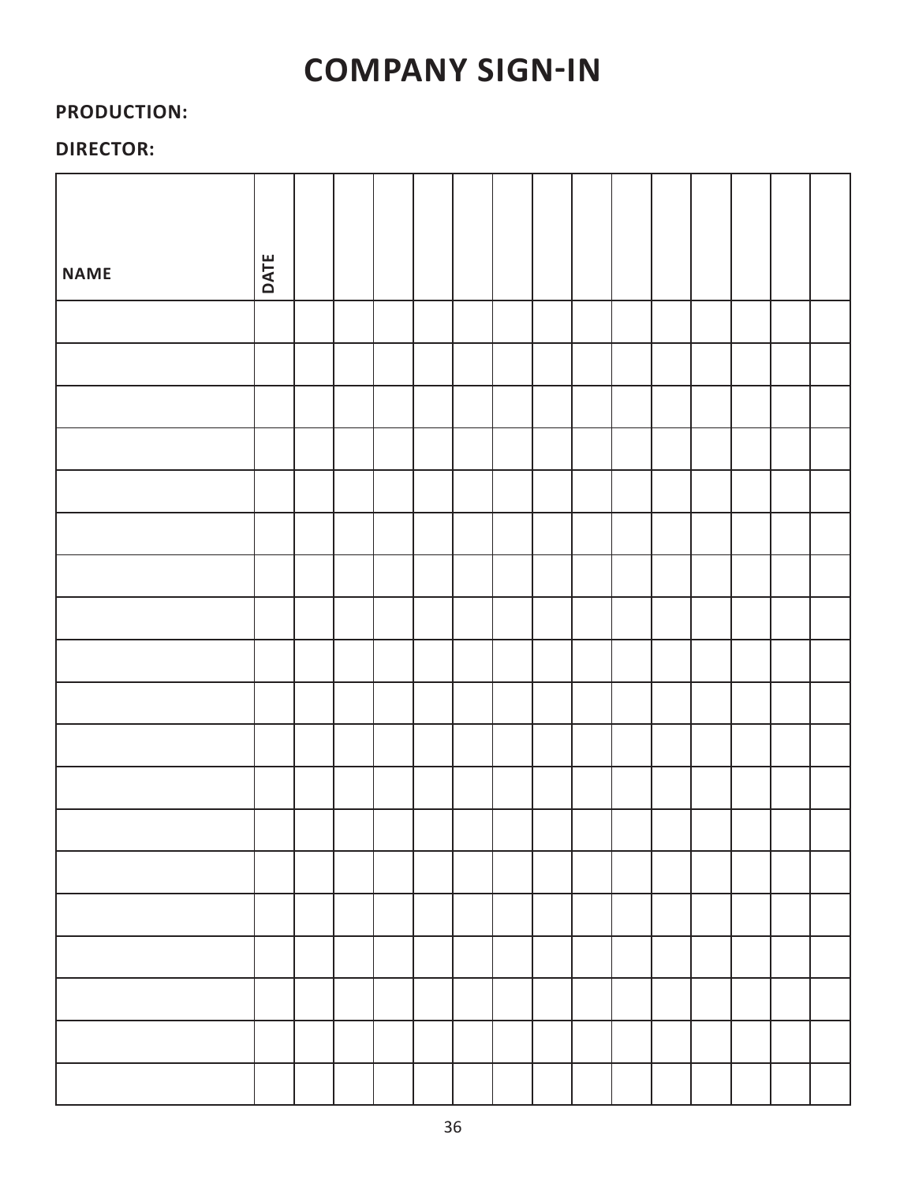# COMPANY SIGN-IN

**PRODUCTION:**

**DIRECTOR:**

| NAME | DATE | | | | | | | | | | | | | | |
|---|---|---|---|---|---|---|---|---|---|---|---|---|---|---|---|
| | | | | | | | | | | | | | | | |
| | | | | | | | | | | | | | | | |
| | | | | | | | | | | | | | | | |
| | | | | | | | | | | | | | | | |
| | | | | | | | | | | | | | | | |
| | | | | | | | | | | | | | | | |
| | | | | | | | | | | | | | | | |
| | | | | | | | | | | | | | | | |
| | | | | | | | | | | | | | | | |
| | | | | | | | | | | | | | | | |
| | | | | | | | | | | | | | | | |
| | | | | | | | | | | | | | | | |
| | | | | | | | | | | | | | | | |
| | | | | | | | | | | | | | | | |
| | | | | | | | | | | | | | | | |
| | | | | | | | | | | | | | | | |
| | | | | | | | | | | | | | | | |
| | | | | | | | | | | | | | | | |
| | | | | | | | | | | | | | | | |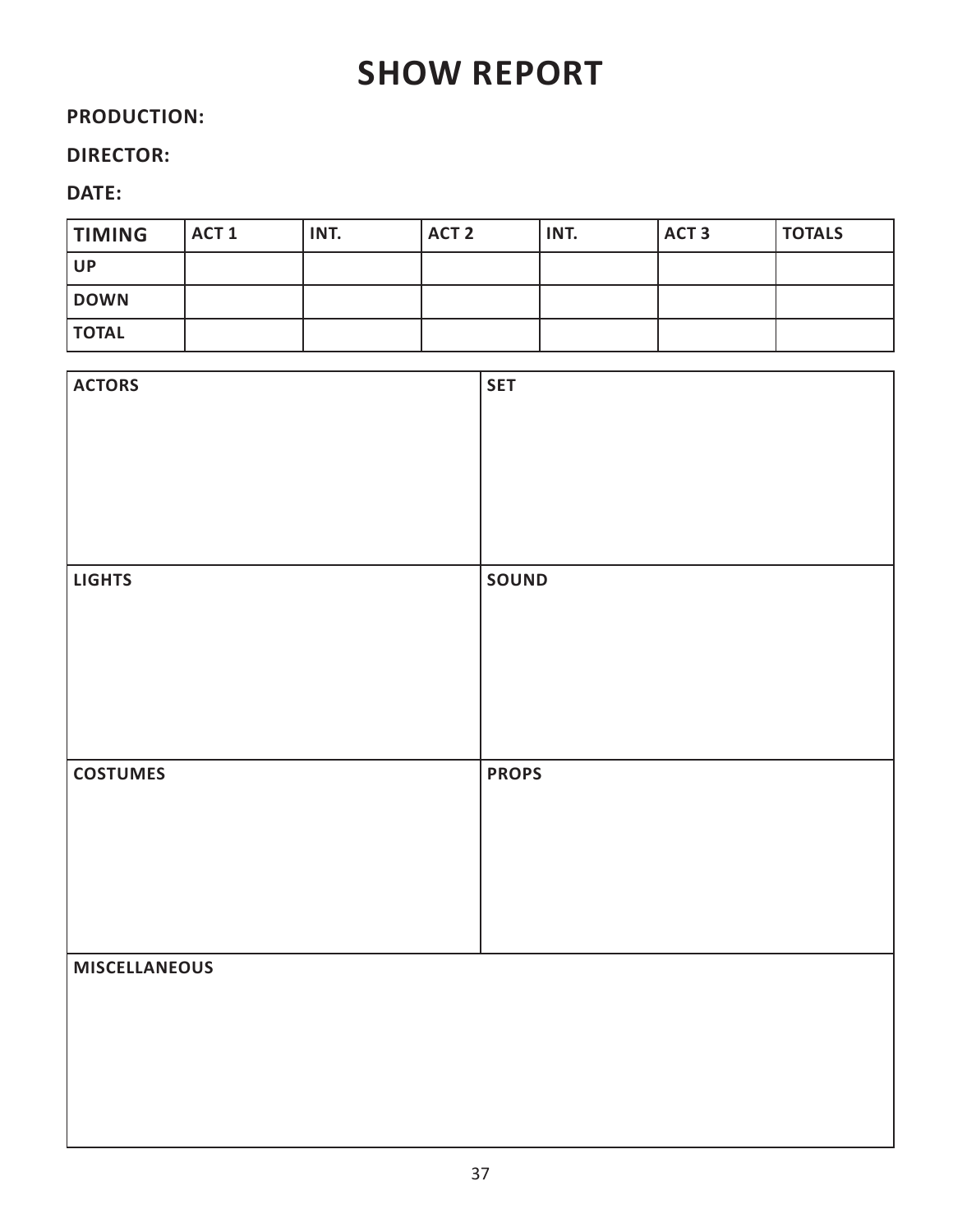# SHOW REPORT

**PRODUCTION:**

**DIRECTOR:**

**DATE:**

| TIMING | ACT 1 | INT. | ACT 2 | INT. | ACT 3 | TOTALS |
|---|---|---|---|---|---|---|
| UP | | | | | | |
| DOWN | | | | | | |
| TOTAL | | | | | | |

| ACTORS | SET |
|---|---|
| | |

| LIGHTS | SOUND |
|---|---|
| | |

| COSTUMES | PROPS |
|---|---|
| | |

| MISCELLANEOUS |
|---|
| |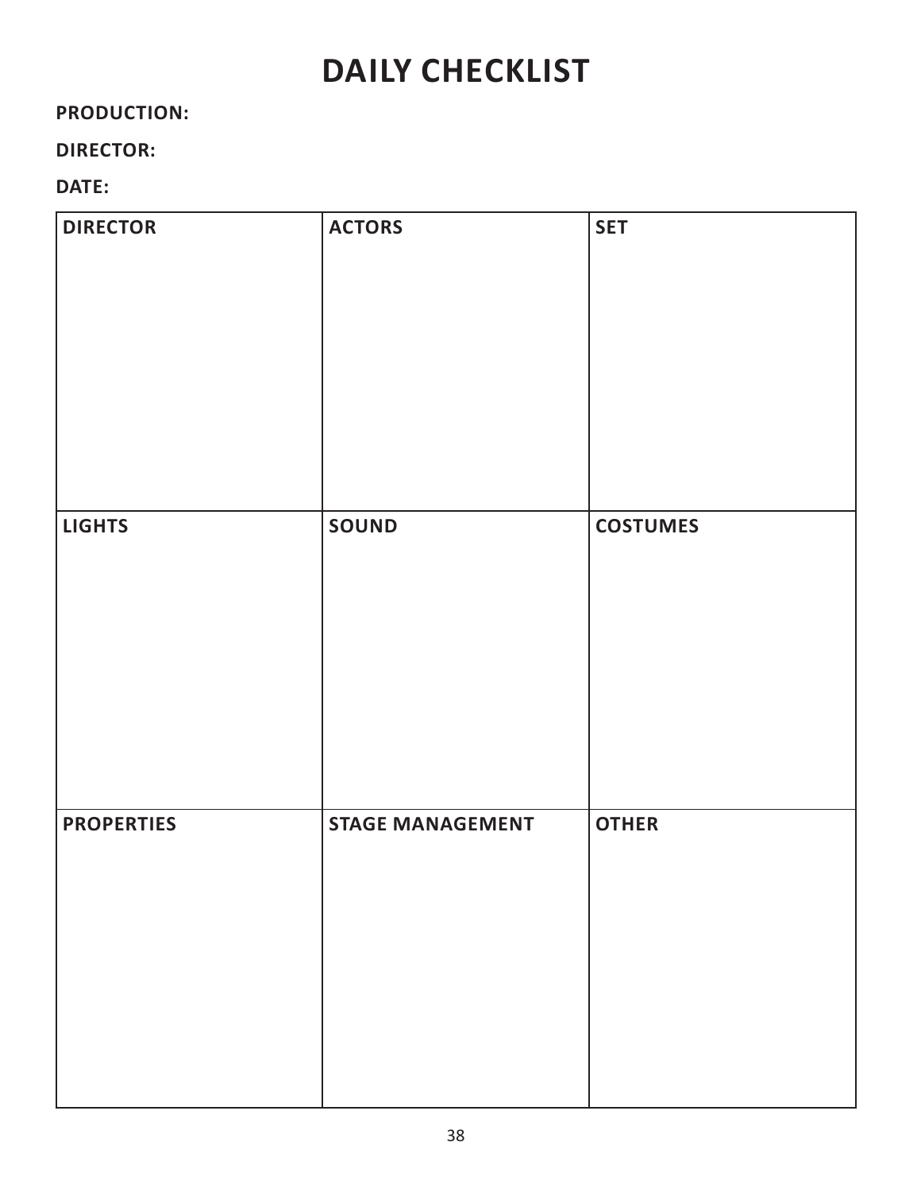# DAILY CHECKLIST

**PRODUCTION:**

**DIRECTOR:**

**DATE:**

| DIRECTOR | ACTORS | SET |
|---|---|---|
| | | |
| **LIGHTS** | **SOUND** | **COSTUMES** |
| | | |
| **PROPERTIES** | **STAGE MANAGEMENT** | **OTHER** |
| | | |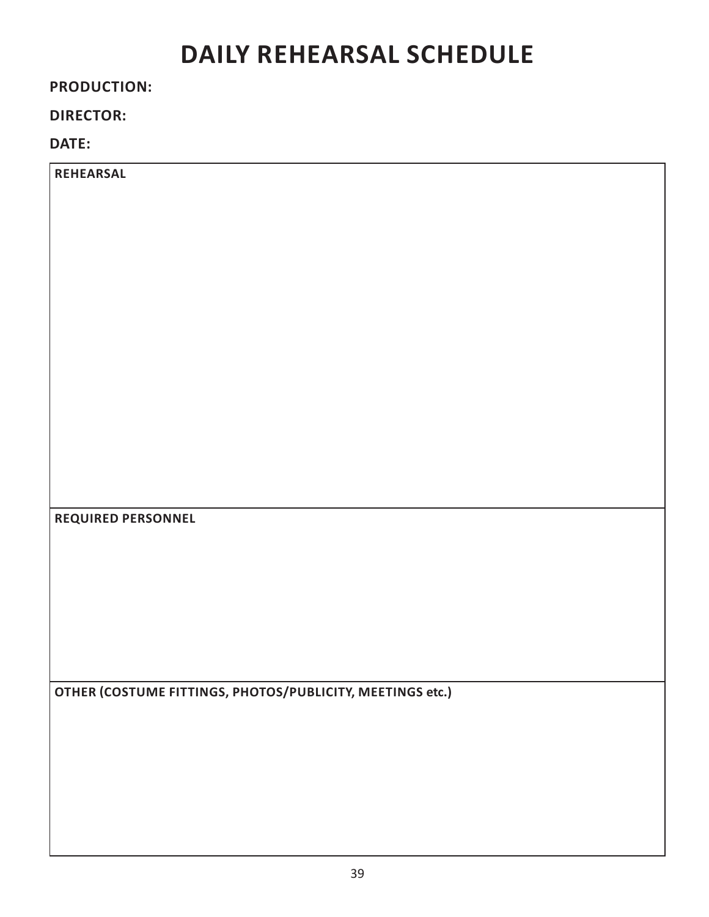# DAILY REHEARSAL SCHEDULE

**PRODUCTION:**

**DIRECTOR:**

**DATE:**

| REHEARSAL |
|---|
| |
| **REQUIRED PERSONNEL** |
| |
| **OTHER (COSTUME FITTINGS, PHOTOS/PUBLICITY, MEETINGS etc.)** |
| |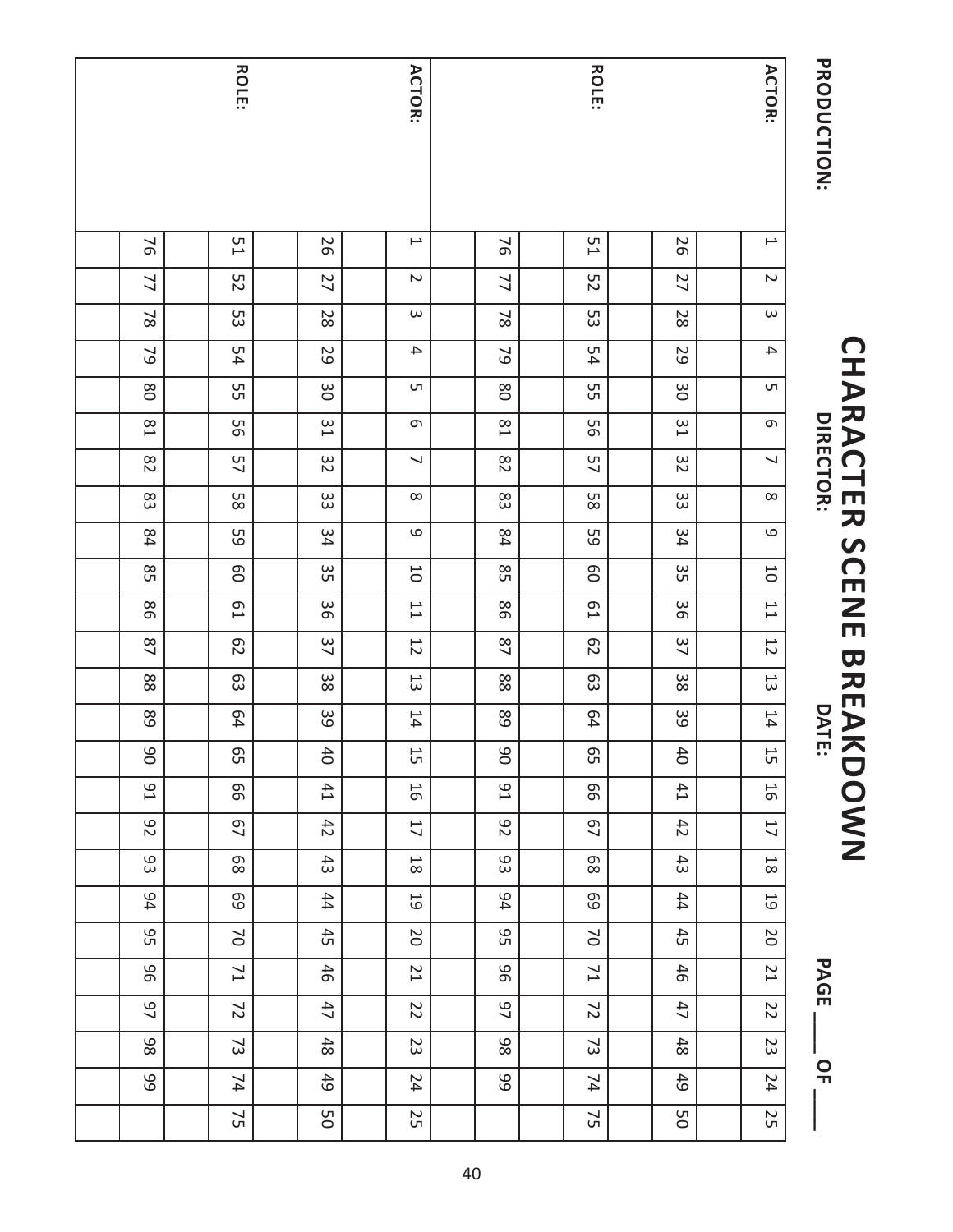# CHARACTER SCENE BREAKDOWN

**PRODUCTION:**

**DIRECTOR:** **DATE:** **PAGE \_\_\_\_ OF \_\_\_\_**

**ACTOR:**

**ROLE:**

| | | | | | | | | | | | | | | | | | | | | | | | | |
|---|---|---|---|---|---|---|---|---|---|---|---|---|---|---|---|---|---|---|---|---|---|---|---|---|
| 1 | 2 | 3 | 4 | 5 | 6 | 7 | 8 | 9 | 10 | 11 | 12 | 13 | 14 | 15 | 16 | 17 | 18 | 19 | 20 | 21 | 22 | 23 | 24 | 25 |
| | | | | | | | | | | | | | | | | | | | | | | | | |
| 26 | 27 | 28 | 29 | 30 | 31 | 32 | 33 | 34 | 35 | 36 | 37 | 38 | 39 | 40 | 41 | 42 | 43 | 44 | 45 | 46 | 47 | 48 | 49 | 50 |
| | | | | | | | | | | | | | | | | | | | | | | | | |
| 51 | 52 | 53 | 54 | 55 | 56 | 57 | 58 | 59 | 60 | 61 | 62 | 63 | 64 | 65 | 66 | 67 | 68 | 69 | 70 | 71 | 72 | 73 | 74 | 75 |
| | | | | | | | | | | | | | | | | | | | | | | | | |
| 76 | 77 | 78 | 79 | 80 | 81 | 82 | 83 | 84 | 85 | 86 | 87 | 88 | 89 | 90 | 91 | 92 | 93 | 94 | 95 | 96 | 97 | 98 | 99 | |
| | | | | | | | | | | | | | | | | | | | | | | | | |

**ACTOR:**

**ROLE:**

| | | | | | | | | | | | | | | | | | | | | | | | | |
|---|---|---|---|---|---|---|---|---|---|---|---|---|---|---|---|---|---|---|---|---|---|---|---|---|
| 1 | 2 | 3 | 4 | 5 | 6 | 7 | 8 | 9 | 10 | 11 | 12 | 13 | 14 | 15 | 16 | 17 | 18 | 19 | 20 | 21 | 22 | 23 | 24 | 25 |
| | | | | | | | | | | | | | | | | | | | | | | | | |
| 26 | 27 | 28 | 29 | 30 | 31 | 32 | 33 | 34 | 35 | 36 | 37 | 38 | 39 | 40 | 41 | 42 | 43 | 44 | 45 | 46 | 47 | 48 | 49 | 50 |
| | | | | | | | | | | | | | | | | | | | | | | | | |
| 51 | 52 | 53 | 54 | 55 | 56 | 57 | 58 | 59 | 60 | 61 | 62 | 63 | 64 | 65 | 66 | 67 | 68 | 69 | 70 | 71 | 72 | 73 | 74 | 75 |
| | | | | | | | | | | | | | | | | | | | | | | | | |
| 76 | 77 | 78 | 79 | 80 | 81 | 82 | 83 | 84 | 85 | 86 | 87 | 88 | 89 | 90 | 91 | 92 | 93 | 94 | 95 | 96 | 97 | 98 | 99 | |
| | | | | | | | | | | | | | | | | | | | | | | | | |